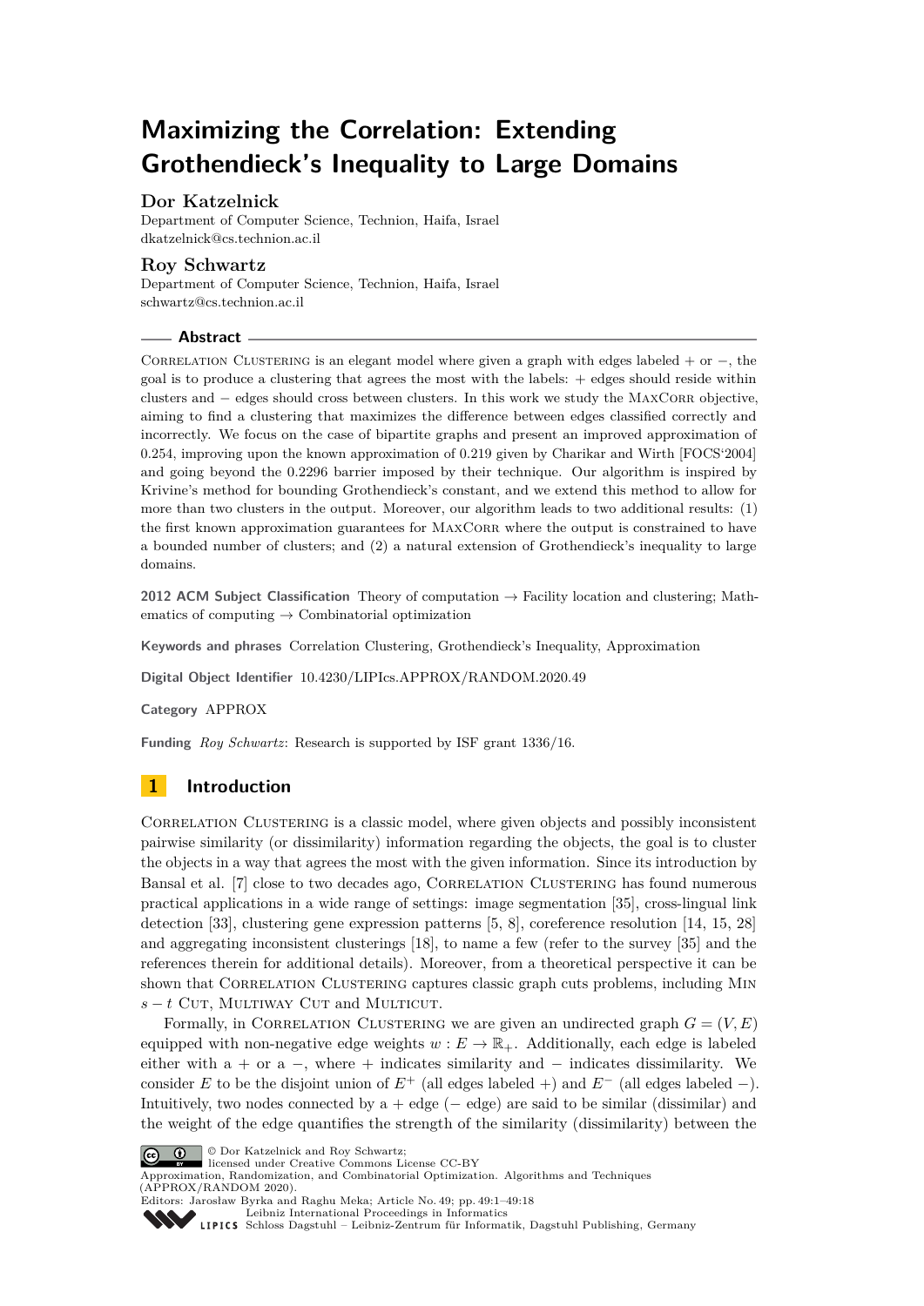# Maximizing the Correlation: Extending Grothendieck's Inequality to Large Domains

**Dor Katzelnick**
Department of Computer Science, Technion, Haifa, Israel
dkatzelnick@cs.technion.ac.il

**Roy Schwartz**
Department of Computer Science, Technion, Haifa, Israel
schwartz@cs.technion.ac.il

## Abstract

Correlation Clustering is an elegant model where given a graph with edges labeled $+$ or $-$, the goal is to produce a clustering that agrees the most with the labels: $+$ edges should reside within clusters and $-$ edges should cross between clusters. In this work we study the MaxCorr objective, aiming to find a clustering that maximizes the difference between edges classified correctly and incorrectly. We focus on the case of bipartite graphs and present an improved approximation of 0.254, improving upon the known approximation of 0.219 given by Charikar and Wirth [FOCS'2004] and going beyond the 0.2296 barrier imposed by their technique. Our algorithm is inspired by Krivine's method for bounding Grothendieck's constant, and we extend this method to allow for more than two clusters in the output. Moreover, our algorithm leads to two additional results: (1) the first known approximation guarantees for MaxCorr where the output is constrained to have a bounded number of clusters; and (2) a natural extension of Grothendieck's inequality to large domains.

**2012 ACM Subject Classification** Theory of computation → Facility location and clustering; Mathematics of computing → Combinatorial optimization

**Keywords and phrases** Correlation Clustering, Grothendieck's Inequality, Approximation

**Digital Object Identifier** 10.4230/LIPIcs.APPROX/RANDOM.2020.49

**Category** APPROX

**Funding** *Roy Schwartz*: Research is supported by ISF grant 1336/16.

## 1 Introduction

Correlation Clustering is a classic model, where given objects and possibly inconsistent pairwise similarity (or dissimilarity) information regarding the objects, the goal is to cluster the objects in a way that agrees the most with the given information. Since its introduction by Bansal et al. [7] close to two decades ago, Correlation Clustering has found numerous practical applications in a wide range of settings: image segmentation [35], cross-lingual link detection [33], clustering gene expression patterns [5, 8], coreference resolution [14, 15, 28] and aggregating inconsistent clusterings [18], to name a few (refer to the survey [35] and the references therein for additional details). Moreover, from a theoretical perspective it can be shown that Correlation Clustering captures classic graph cuts problems, including Min $s-t$ Cut, Multiway Cut and Multicut.

Formally, in Correlation Clustering we are given an undirected graph $G = (V, E)$ equipped with non-negative edge weights $w : E \rightarrow \mathbb{R}_+$. Additionally, each edge is labeled either with a $+$ or a $-$, where $+$ indicates similarity and $-$ indicates dissimilarity. We consider $E$ to be the disjoint union of $E^+$ (all edges labeled $+$) and $E^-$ (all edges labeled $-$). Intuitively, two nodes connected by a $+$ edge ($-$ edge) are said to be similar (dissimilar) and the weight of the edge quantifies the strength of the similarity (dissimilarity) between the

© Dor Katzelnick and Roy Schwartz;
licensed under Creative Commons License CC-BY
Approximation, Randomization, and Combinatorial Optimization. Algorithms and Techniques (APPROX/RANDOM 2020).
Editors: Jarosław Byrka and Raghu Meka; Article No. 49; pp. 49:1–49:18
Leibniz International Proceedings in Informatics
Schloss Dagstuhl – Leibniz-Zentrum für Informatik, Dagstuhl Publishing, Germany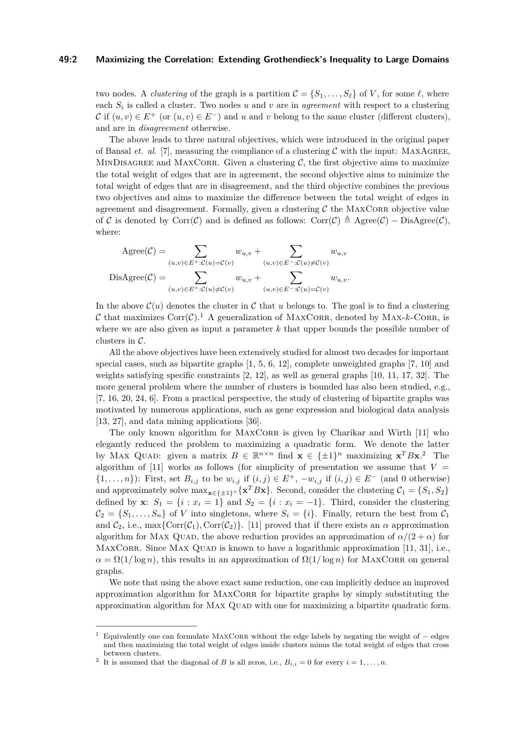two nodes. A *clustering* of the graph is a partition $\mathcal{C} = \{S_1, \ldots, S_\ell\}$ of $V$, for some $\ell$, where each $S_i$ is called a cluster. Two nodes $u$ and $v$ are in *agreement* with respect to a clustering $\mathcal{C}$ if $(u,v) \in E^+$ (or $(u,v) \in E^-$) and $u$ and $v$ belong to the same cluster (different clusters), and are in *disagreement* otherwise.

The above leads to three natural objectives, which were introduced in the original paper of Bansal *et. al.* [7], measuring the compliance of a clustering $\mathcal{C}$ with the input: MaxAgree, MinDisagree and MaxCorr. Given a clustering $\mathcal{C}$, the first objective aims to maximize the total weight of edges that are in agreement, the second objective aims to minimize the total weight of edges that are in disagreement, and the third objective combines the previous two objectives and aims to maximize the difference between the total weight of edges in agreement and disagreement. Formally, given a clustering $\mathcal{C}$ the MaxCorr objective value of $\mathcal{C}$ is denoted by $\text{Corr}(\mathcal{C})$ and is defined as follows: $\text{Corr}(\mathcal{C}) \triangleq \text{Agree}(\mathcal{C}) - \text{DisAgree}(\mathcal{C})$, where:

$$\text{Agree}(\mathcal{C}) = \sum_{(u,v)\in E^+ : \mathcal{C}(u)=\mathcal{C}(v)} w_{u,v} + \sum_{(u,v)\in E^- : \mathcal{C}(u)\neq\mathcal{C}(v)} w_{u,v}$$

$$\text{DisAgree}(\mathcal{C}) = \sum_{(u,v)\in E^+ : \mathcal{C}(u)\neq\mathcal{C}(v)} w_{u,v} + \sum_{(u,v)\in E^- : \mathcal{C}(u)=\mathcal{C}(v)} w_{u,v}.$$

In the above $\mathcal{C}(u)$ denotes the cluster in $\mathcal{C}$ that $u$ belongs to. The goal is to find a clustering $\mathcal{C}$ that maximizes $\text{Corr}(\mathcal{C})$.[1] A generalization of MaxCorr, denoted by Max-$k$-Corr, is where we are also given as input a parameter $k$ that upper bounds the possible number of clusters in $\mathcal{C}$.

All the above objectives have been extensively studied for almost two decades for important special cases, such as bipartite graphs [1, 5, 6, 12], complete unweighted graphs [7, 10] and weights satisfying specific constraints [2, 12], as well as general graphs [10, 11, 17, 32]. The more general problem where the number of clusters is bounded has also been studied, e.g., [7, 16, 20, 24, 6]. From a practical perspective, the study of clustering of bipartite graphs was motivated by numerous applications, such as gene expression and biological data analysis [13, 27], and data mining applications [36].

The only known algorithm for MaxCorr is given by Charikar and Wirth [11] who elegantly reduced the problem to maximizing a quadratic form. We denote the latter by Max Quad: given a matrix $B \in \mathbb{R}^{n\times n}$ find $\mathbf{x} \in \{\pm 1\}^n$ maximizing $\mathbf{x}^T B\mathbf{x}$.[2] The algorithm of [11] works as follows (for simplicity of presentation we assume that $V = \{1, \ldots, n\}$): First, set $B_{i,j}$ to be $w_{i,j}$ if $(i,j) \in E^+$, $-w_{i,j}$ if $(i,j) \in E^-$ (and 0 otherwise) and approximately solve $\max_{\mathbf{x}\in\{\pm1\}^n}\{\mathbf{x}^T B\mathbf{x}\}$. Second, consider the clustering $\mathcal{C}_1 = \{S_1, S_2\}$ defined by $\mathbf{x}$: $S_1 = \{i : x_i = 1\}$ and $S_2 = \{i : x_i = -1\}$. Third, consider the clustering $\mathcal{C}_2 = \{S_1, \ldots, S_n\}$ of $V$ into singletons, where $S_i = \{i\}$. Finally, return the best from $\mathcal{C}_1$ and $\mathcal{C}_2$, i.e., $\max\{\text{Corr}(\mathcal{C}_1), \text{Corr}(\mathcal{C}_2)\}$. [11] proved that if there exists an $\alpha$ approximation algorithm for Max Quad, the above reduction provides an approximation of $\alpha/(2+\alpha)$ for MaxCorr. Since Max Quad is known to have a logarithmic approximation [11, 31], i.e., $\alpha = \Omega(1/\log n)$, this results in an approximation of $\Omega(1/\log n)$ for MaxCorr on general graphs.

We note that using the above exact same reduction, one can implicitly deduce an improved approximation algorithm for MaxCorr for bipartite graphs by simply substituting the approximation algorithm for Max Quad with one for maximizing a bipartite quadratic form.

---

[1] Equivalently one can formulate MaxCorr without the edge labels by negating the weight of $-$ edges and then maximizing the total weight of edges inside clusters minus the total weight of edges that cross between clusters.

[2] It is assumed that the diagonal of $B$ is all zeros, i.e., $B_{i,i} = 0$ for every $i = 1, \ldots, n$.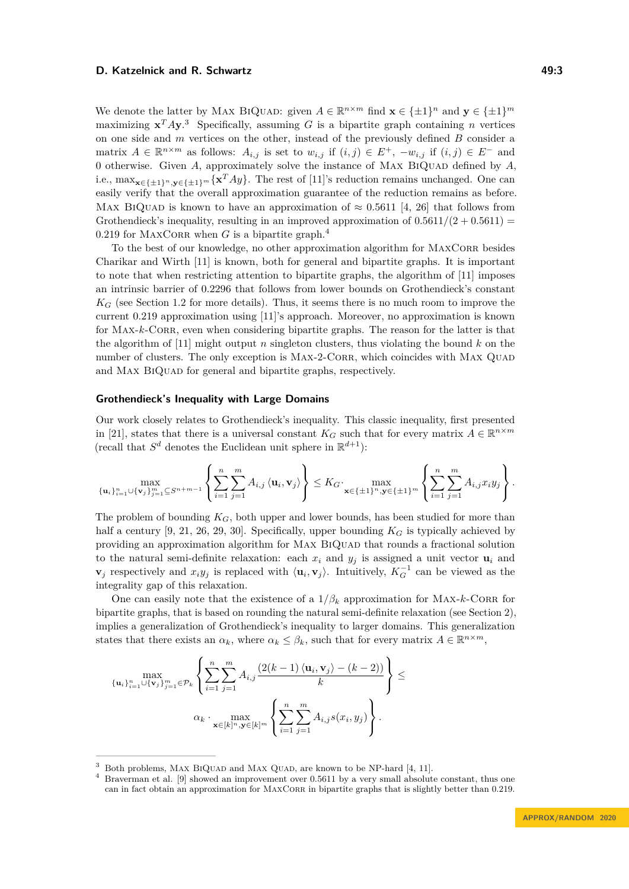We denote the latter by Max BiQuad: given $A \in \mathbb{R}^{n\times m}$ find $\mathbf{x} \in \{\pm 1\}^n$ and $\mathbf{y} \in \{\pm 1\}^m$ maximizing $\mathbf{x}^T A\mathbf{y}$.[3] Specifically, assuming $G$ is a bipartite graph containing $n$ vertices on one side and $m$ vertices on the other, instead of the previously defined $B$ consider a matrix $A \in \mathbb{R}^{n\times m}$ as follows: $A_{i,j}$ is set to $w_{i,j}$ if $(i,j) \in E^+$, $-w_{i,j}$ if $(i,j) \in E^-$ and 0 otherwise. Given $A$, approximately solve the instance of Max BiQuad defined by $A$, i.e., $\max_{\mathbf{x}\in\{\pm1\}^n,\mathbf{y}\in\{\pm1\}^m}\{\mathbf{x}^T Ay\}$. The rest of [11]'s reduction remains unchanged. One can easily verify that the overall approximation guarantee of the reduction remains as before. Max BiQuad is known to have an approximation of $\approx 0.5611$ [4, 26] that follows from Grothendieck's inequality, resulting in an improved approximation of $0.5611/(2 + 0.5611) = 0.219$ for MaxCorr when $G$ is a bipartite graph.[4]

To the best of our knowledge, no other approximation algorithm for MaxCorr besides Charikar and Wirth [11] is known, both for general and bipartite graphs. It is important to note that when restricting attention to bipartite graphs, the algorithm of [11] imposes an intrinsic barrier of 0.2296 that follows from lower bounds on Grothendieck's constant $K_G$ (see Section 1.2 for more details). Thus, it seems there is no much room to improve the current 0.219 approximation using [11]'s approach. Moreover, no approximation is known for Max-$k$-Corr, even when considering bipartite graphs. The reason for the latter is that the algorithm of [11] might output $n$ singleton clusters, thus violating the bound $k$ on the number of clusters. The only exception is Max-2-Corr, which coincides with Max Quad and Max BiQuad for general and bipartite graphs, respectively.

### Grothendieck's Inequality with Large Domains

Our work closely relates to Grothendieck's inequality. This classic inequality, first presented in [21], states that there is a universal constant $K_G$ such that for every matrix $A \in \mathbb{R}^{n\times m}$ (recall that $S^d$ denotes the Euclidean unit sphere in $\mathbb{R}^{d+1}$):

$$\max_{\{\mathbf{u}_i\}_{i=1}^n \cup \{\mathbf{v}_j\}_{j=1}^m \subseteq S^{n+m-1}} \left\{ \sum_{i=1}^n \sum_{j=1}^m A_{i,j} \langle \mathbf{u}_i, \mathbf{v}_j\rangle \right\} \leq K_G \cdot \max_{\mathbf{x}\in\{\pm1\}^n,\mathbf{y}\in\{\pm1\}^m} \left\{ \sum_{i=1}^n \sum_{j=1}^m A_{i,j} x_i y_j \right\}.$$

The problem of bounding $K_G$, both upper and lower bounds, has been studied for more than half a century [9, 21, 26, 29, 30]. Specifically, upper bounding $K_G$ is typically achieved by providing an approximation algorithm for Max BiQuad that rounds a fractional solution to the natural semi-definite relaxation: each $x_i$ and $y_j$ is assigned a unit vector $\mathbf{u}_i$ and $\mathbf{v}_j$ respectively and $x_i y_j$ is replaced with $\langle \mathbf{u}_i, \mathbf{v}_j\rangle$. Intuitively, $K_G^{-1}$ can be viewed as the integrality gap of this relaxation.

One can easily note that the existence of a $1/\beta_k$ approximation for Max-$k$-Corr for bipartite graphs, that is based on rounding the natural semi-definite relaxation (see Section 2), implies a generalization of Grothendieck's inequality to larger domains. This generalization states that there exists an $\alpha_k$, where $\alpha_k \leq \beta_k$, such that for every matrix $A \in \mathbb{R}^{n\times m}$,

$$\max_{\{\mathbf{u}_i\}_{i=1}^n \cup \{\mathbf{v}_j\}_{j=1}^m \in \mathcal{P}_k} \left\{ \sum_{i=1}^n \sum_{j=1}^m A_{i,j} \frac{(2(k-1)\langle \mathbf{u}_i, \mathbf{v}_j\rangle - (k-2))}{k} \right\} \leq$$
$$\alpha_k \cdot \max_{\mathbf{x}\in[k]^n,\mathbf{y}\in[k]^m} \left\{ \sum_{i=1}^n \sum_{j=1}^m A_{i,j} s(x_i, y_j) \right\}.$$

---

[3] Both problems, Max BiQuad and Max Quad, are known to be NP-hard [4, 11].

[4] Braverman et al. [9] showed an improvement over 0.5611 by a very small absolute constant, thus one can in fact obtain an approximation for MaxCorr in bipartite graphs that is slightly better than 0.219.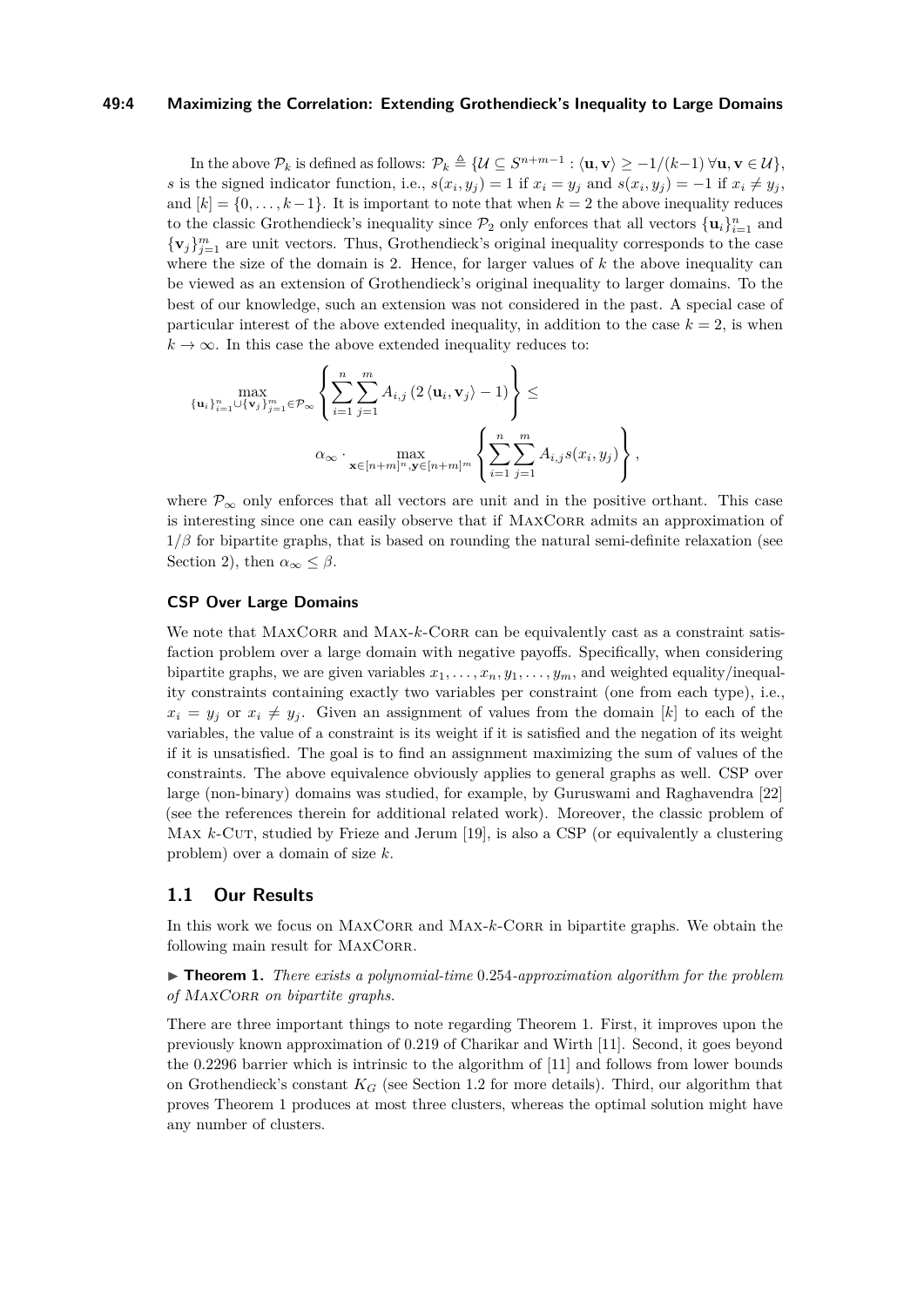In the above $\mathcal{P}_k$ is defined as follows: $\mathcal{P}_k \triangleq \{\mathcal{U} \subseteq S^{n+m-1} : \langle \mathbf{u}, \mathbf{v} \rangle \geq -1/(k-1) \, \forall \mathbf{u}, \mathbf{v} \in \mathcal{U}\}$, $s$ is the signed indicator function, i.e., $s(x_i, y_j) = 1$ if $x_i = y_j$ and $s(x_i, y_j) = -1$ if $x_i \neq y_j$, and $[k] = \{0, \ldots, k-1\}$. It is important to note that when $k = 2$ the above inequality reduces to the classic Grothendieck's inequality since $\mathcal{P}_2$ only enforces that all vectors $\{\mathbf{u}_i\}_{i=1}^n$ and $\{\mathbf{v}_j\}_{j=1}^m$ are unit vectors. Thus, Grothendieck's original inequality corresponds to the case where the size of the domain is 2. Hence, for larger values of $k$ the above inequality can be viewed as an extension of Grothendieck's original inequality to larger domains. To the best of our knowledge, such an extension was not considered in the past. A special case of particular interest of the above extended inequality, in addition to the case $k = 2$, is when $k \to \infty$. In this case the above extended inequality reduces to:

$$\max_{\{\mathbf{u}_i\}_{i=1}^n \cup \{\mathbf{v}_j\}_{j=1}^m \in \mathcal{P}_\infty} \left\{ \sum_{i=1}^n \sum_{j=1}^m A_{i,j} \left(2 \langle \mathbf{u}_i, \mathbf{v}_j \rangle - 1\right) \right\} \leq \alpha_\infty \cdot \max_{\mathbf{x} \in [n+m]^n, \mathbf{y} \in [n+m]^m} \left\{ \sum_{i=1}^n \sum_{j=1}^m A_{i,j} s(x_i, y_j) \right\},$$

where $\mathcal{P}_\infty$ only enforces that all vectors are unit and in the positive orthant. This case is interesting since one can easily observe that if MaxCorr admits an approximation of $1/\beta$ for bipartite graphs, that is based on rounding the natural semi-definite relaxation (see Section 2), then $\alpha_\infty \leq \beta$.

### CSP Over Large Domains

We note that MaxCorr and Max-$k$-Corr can be equivalently cast as a constraint satisfaction problem over a large domain with negative payoffs. Specifically, when considering bipartite graphs, we are given variables $x_1, \ldots, x_n, y_1, \ldots, y_m$, and weighted equality/inequality constraints containing exactly two variables per constraint (one from each type), i.e., $x_i = y_j$ or $x_i \neq y_j$. Given an assignment of values from the domain $[k]$ to each of the variables, the value of a constraint is its weight if it is satisfied and the negation of its weight if it is unsatisfied. The goal is to find an assignment maximizing the sum of values of the constraints. The above equivalence obviously applies to general graphs as well. CSP over large (non-binary) domains was studied, for example, by Guruswami and Raghavendra [22] (see the references therein for additional related work). Moreover, the classic problem of Max $k$-Cut, studied by Frieze and Jerum [19], is also a CSP (or equivalently a clustering problem) over a domain of size $k$.

## 1.1 Our Results

In this work we focus on MaxCorr and Max-$k$-Corr in bipartite graphs. We obtain the following main result for MaxCorr.

▶ **Theorem 1.** *There exists a polynomial-time* $0.254$*-approximation algorithm for the problem of* MaxCorr *on bipartite graphs.*

There are three important things to note regarding Theorem 1. First, it improves upon the previously known approximation of 0.219 of Charikar and Wirth [11]. Second, it goes beyond the 0.2296 barrier which is intrinsic to the algorithm of [11] and follows from lower bounds on Grothendieck's constant $K_G$ (see Section 1.2 for more details). Third, our algorithm that proves Theorem 1 produces at most three clusters, whereas the optimal solution might have any number of clusters.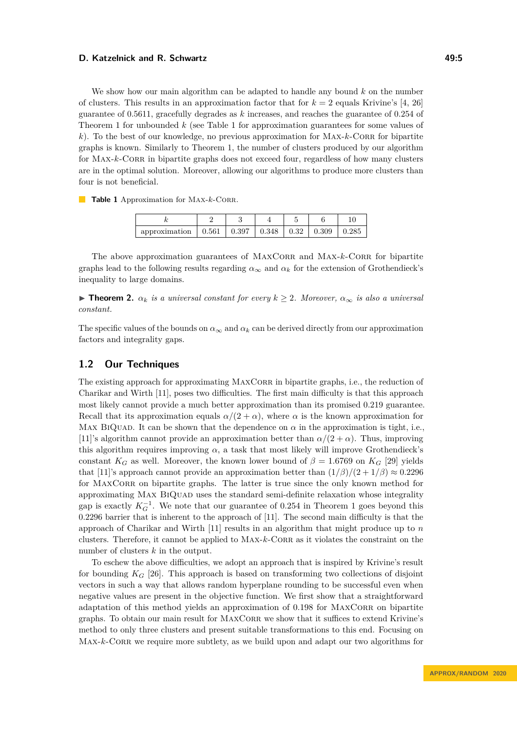We show how our main algorithm can be adapted to handle any bound $k$ on the number of clusters. This results in an approximation factor that for $k = 2$ equals Krivine's [4, 26] guarantee of 0.5611, gracefully degrades as $k$ increases, and reaches the guarantee of 0.254 of Theorem 1 for unbounded $k$ (see Table 1 for approximation guarantees for some values of $k$). To the best of our knowledge, no previous approximation for Max-$k$-Corr for bipartite graphs is known. Similarly to Theorem 1, the number of clusters produced by our algorithm for Max-$k$-Corr in bipartite graphs does not exceed four, regardless of how many clusters are in the optimal solution. Moreover, allowing our algorithms to produce more clusters than four is not beneficial.

**Table 1** Approximation for Max-$k$-Corr.

| $k$ | 2 | 3 | 4 | 5 | 6 | 10 |
|---|---|---|---|---|---|---|
| approximation | 0.561 | 0.397 | 0.348 | 0.32 | 0.309 | 0.285 |

The above approximation guarantees of MaxCorr and Max-$k$-Corr for bipartite graphs lead to the following results regarding $\alpha_\infty$ and $\alpha_k$ for the extension of Grothendieck's inequality to large domains.

▶ **Theorem 2.** *$\alpha_k$ is a universal constant for every $k \geq 2$. Moreover, $\alpha_\infty$ is also a universal constant.*

The specific values of the bounds on $\alpha_\infty$ and $\alpha_k$ can be derived directly from our approximation factors and integrality gaps.

## 1.2 Our Techniques

The existing approach for approximating MaxCorr in bipartite graphs, i.e., the reduction of Charikar and Wirth [11], poses two difficulties. The first main difficulty is that this approach most likely cannot provide a much better approximation than its promised 0.219 guarantee. Recall that its approximation equals $\alpha/(2+\alpha)$, where $\alpha$ is the known approximation for Max BiQuad. It can be shown that the dependence on $\alpha$ in the approximation is tight, i.e., [11]'s algorithm cannot provide an approximation better than $\alpha/(2+\alpha)$. Thus, improving this algorithm requires improving $\alpha$, a task that most likely will improve Grothendieck's constant $K_G$ as well. Moreover, the known lower bound of $\beta = 1.6769$ on $K_G$ [29] yields that [11]'s approach cannot provide an approximation better than $(1/\beta)/(2+1/\beta) \approx 0.2296$ for MaxCorr on bipartite graphs. The latter is true since the only known method for approximating Max BiQuad uses the standard semi-definite relaxation whose integrality gap is exactly $K_G^{-1}$. We note that our guarantee of 0.254 in Theorem 1 goes beyond this 0.2296 barrier that is inherent to the approach of [11]. The second main difficulty is that the approach of Charikar and Wirth [11] results in an algorithm that might produce up to $n$ clusters. Therefore, it cannot be applied to Max-$k$-Corr as it violates the constraint on the number of clusters $k$ in the output.

To eschew the above difficulties, we adopt an approach that is inspired by Krivine's result for bounding $K_G$ [26]. This approach is based on transforming two collections of disjoint vectors in such a way that allows random hyperplane rounding to be successful even when negative values are present in the objective function. We first show that a straightforward adaptation of this method yields an approximation of 0.198 for MaxCorr on bipartite graphs. To obtain our main result for MaxCorr we show that it suffices to extend Krivine's method to only three clusters and present suitable transformations to this end. Focusing on Max-$k$-Corr we require more subtlety, as we build upon and adapt our two algorithms for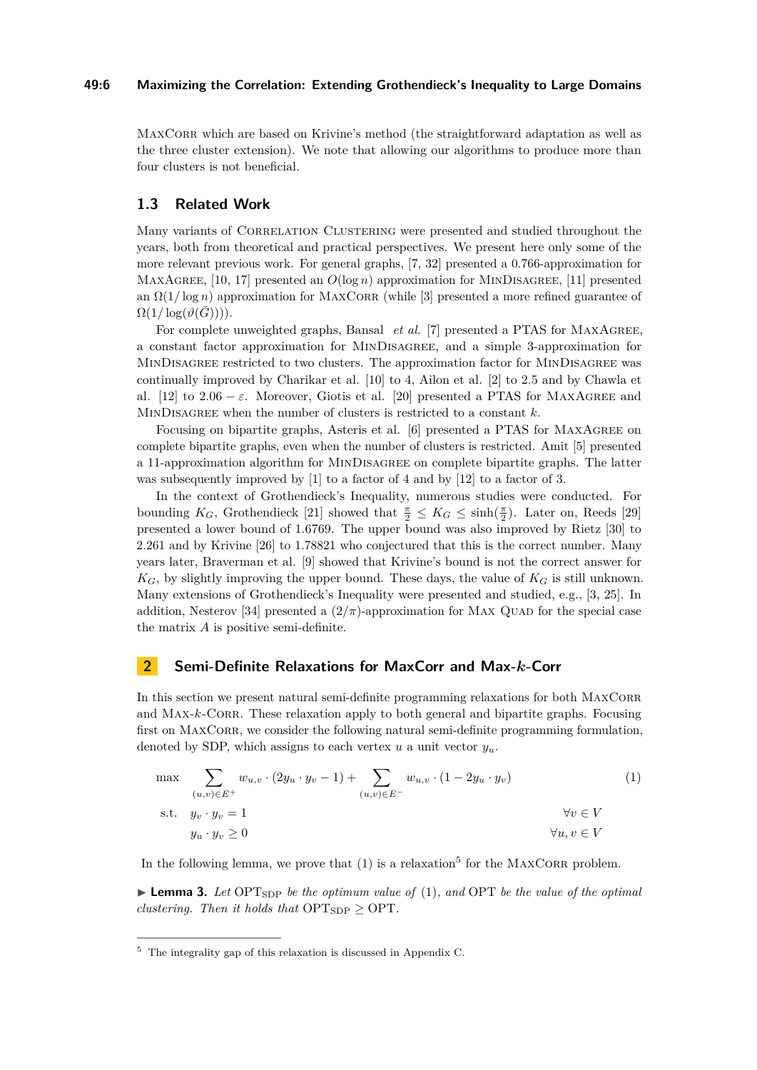MaxCorr which are based on Krivine's method (the straightforward adaptation as well as the three cluster extension). We note that allowing our algorithms to produce more than four clusters is not beneficial.

### 1.3 Related Work

Many variants of Correlation Clustering were presented and studied throughout the years, both from theoretical and practical perspectives. We present here only some of the more relevant previous work. For general graphs, [7, 32] presented a 0.766-approximation for MaxAgree, [10, 17] presented an $O(\log n)$ approximation for MinDisagree, [11] presented an $\Omega(1/\log n)$ approximation for MaxCorr (while [3] presented a more refined guarantee of $\Omega(1/\log(\vartheta(\bar{G})))$).

For complete unweighted graphs, Bansal *et al.* [7] presented a PTAS for MaxAgree, a constant factor approximation for MinDisagree, and a simple 3-approximation for MinDisagree restricted to two clusters. The approximation factor for MinDisagree was continually improved by Charikar et al. [10] to 4, Ailon et al. [2] to 2.5 and by Chawla et al. [12] to $2.06 - \varepsilon$. Moreover, Giotis et al. [20] presented a PTAS for MaxAgree and MinDisagree when the number of clusters is restricted to a constant $k$.

Focusing on bipartite graphs, Asteris et al. [6] presented a PTAS for MaxAgree on complete bipartite graphs, even when the number of clusters is restricted. Amit [5] presented a 11-approximation algorithm for MinDisagree on complete bipartite graphs. The latter was subsequently improved by [1] to a factor of 4 and by [12] to a factor of 3.

In the context of Grothendieck's Inequality, numerous studies were conducted. For bounding $K_G$, Grothendieck [21] showed that $\frac{\pi}{2} \leq K_G \leq \sinh(\frac{\pi}{2})$. Later on, Reeds [29] presented a lower bound of 1.6769. The upper bound was also improved by Rietz [30] to 2.261 and by Krivine [26] to 1.78821 who conjectured that this is the correct number. Many years later, Braverman et al. [9] showed that Krivine's bound is not the correct answer for $K_G$, by slightly improving the upper bound. These days, the value of $K_G$ is still unknown. Many extensions of Grothendieck's Inequality were presented and studied, e.g., [3, 25]. In addition, Nesterov [34] presented a $(2/\pi)$-approximation for Max Quad for the special case the matrix $A$ is positive semi-definite.

## 2 Semi-Definite Relaxations for MaxCorr and Max-$k$-Corr

In this section we present natural semi-definite programming relaxations for both MaxCorr and Max-$k$-Corr. These relaxation apply to both general and bipartite graphs. Focusing first on MaxCorr, we consider the following natural semi-definite programming formulation, denoted by SDP, which assigns to each vertex $u$ a unit vector $y_u$.

$$\begin{aligned} \max \quad & \sum_{(u,v)\in E^+} w_{u,v} \cdot (2y_u \cdot y_v - 1) + \sum_{(u,v)\in E^-} w_{u,v} \cdot (1 - 2y_u \cdot y_v) & (1) \\ \text{s.t.} \quad & y_v \cdot y_v = 1 & \forall v \in V \\ & y_u \cdot y_v \geq 0 & \forall u, v \in V \end{aligned}$$

In the following lemma, we prove that (1) is a relaxation[5] for the MaxCorr problem.

▶ **Lemma 3.** *Let* $\mathrm{OPT}_{\mathrm{SDP}}$ *be the optimum value of* (1)*, and* OPT *be the value of the optimal clustering. Then it holds that* $\mathrm{OPT}_{\mathrm{SDP}} \geq \mathrm{OPT}$.

[5] The integrality gap of this relaxation is discussed in Appendix C.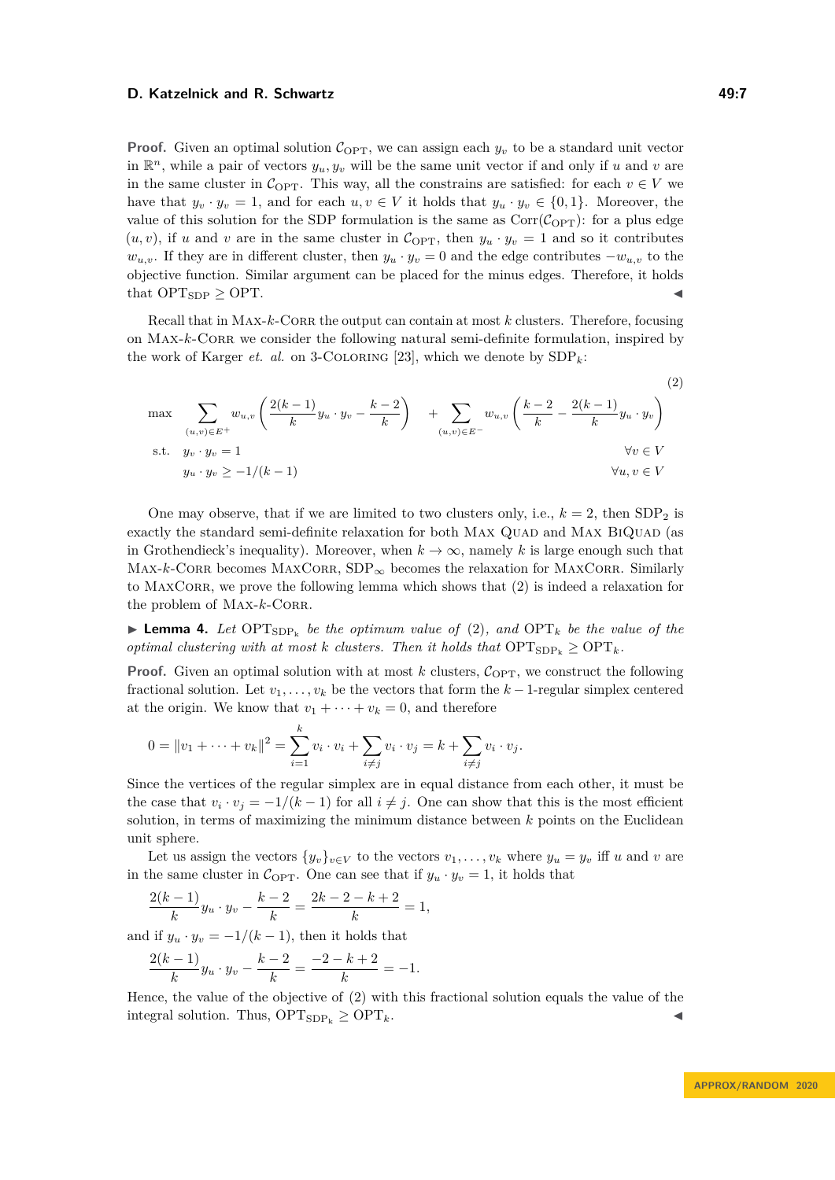**Proof.** Given an optimal solution $\mathcal{C}_{\text{OPT}}$, we can assign each $y_v$ to be a standard unit vector in $\mathbb{R}^n$, while a pair of vectors $y_u, y_v$ will be the same unit vector if and only if $u$ and $v$ are in the same cluster in $\mathcal{C}_{\text{OPT}}$. This way, all the constrains are satisfied: for each $v \in V$ we have that $y_v \cdot y_v = 1$, and for each $u, v \in V$ it holds that $y_u \cdot y_v \in \{0, 1\}$. Moreover, the value of this solution for the SDP formulation is the same as $\text{Corr}(\mathcal{C}_{\text{OPT}})$: for a plus edge $(u, v)$, if $u$ and $v$ are in the same cluster in $\mathcal{C}_{\text{OPT}}$, then $y_u \cdot y_v = 1$ and so it contributes $w_{u,v}$. If they are in different cluster, then $y_u \cdot y_v = 0$ and the edge contributes $-w_{u,v}$ to the objective function. Similar argument can be placed for the minus edges. Therefore, it holds that $\text{OPT}_{\text{SDP}} \geq \text{OPT}$. ◀

Recall that in Max-$k$-Corr the output can contain at most $k$ clusters. Therefore, focusing on Max-$k$-Corr we consider the following natural semi-definite formulation, inspired by the work of Karger *et. al.* on 3-Coloring [23], which we denote by $\text{SDP}_k$:

$$
\begin{aligned}
\max \quad & \sum_{(u,v)\in E^+} w_{u,v}\left(\frac{2(k-1)}{k} y_u \cdot y_v - \frac{k-2}{k}\right) + \sum_{(u,v)\in E^-} w_{u,v}\left(\frac{k-2}{k} - \frac{2(k-1)}{k} y_u \cdot y_v\right) && (2)\\
\text{s.t.} \quad & y_v \cdot y_v = 1 && \forall v \in V\\
& y_u \cdot y_v \geq -1/(k-1) && \forall u, v \in V
\end{aligned}
$$

One may observe, that if we are limited to two clusters only, i.e., $k = 2$, then $\text{SDP}_2$ is exactly the standard semi-definite relaxation for both Max Quad and Max BiQuad (as in Grothendieck's inequality). Moreover, when $k \to \infty$, namely $k$ is large enough such that Max-$k$-Corr becomes MaxCorr, $\text{SDP}_\infty$ becomes the relaxation for MaxCorr. Similarly to MaxCorr, we prove the following lemma which shows that (2) is indeed a relaxation for the problem of Max-$k$-Corr.

▶ **Lemma 4.** *Let $\text{OPT}_{\text{SDP}_\text{k}}$ be the optimum value of* (2)*, and $\text{OPT}_k$ be the value of the optimal clustering with at most $k$ clusters. Then it holds that $\text{OPT}_{\text{SDP}_\text{k}} \geq \text{OPT}_k$.*

**Proof.** Given an optimal solution with at most $k$ clusters, $\mathcal{C}_{\text{OPT}}$, we construct the following fractional solution. Let $v_1, \ldots, v_k$ be the vectors that form the $k-1$-regular simplex centered at the origin. We know that $v_1 + \cdots + v_k = 0$, and therefore

$$0 = \|v_1 + \cdots + v_k\|^2 = \sum_{i=1}^{k} v_i \cdot v_i + \sum_{i \neq j} v_i \cdot v_j = k + \sum_{i \neq j} v_i \cdot v_j.$$

Since the vertices of the regular simplex are in equal distance from each other, it must be the case that $v_i \cdot v_j = -1/(k-1)$ for all $i \neq j$. One can show that this is the most efficient solution, in terms of maximizing the minimum distance between $k$ points on the Euclidean unit sphere.

Let us assign the vectors $\{y_v\}_{v \in V}$ to the vectors $v_1, \ldots, v_k$ where $y_u = y_v$ iff $u$ and $v$ are in the same cluster in $\mathcal{C}_{\text{OPT}}$. One can see that if $y_u \cdot y_v = 1$, it holds that

$$\frac{2(k-1)}{k} y_u \cdot y_v - \frac{k-2}{k} = \frac{2k-2-k+2}{k} = 1,$$

and if $y_u \cdot y_v = -1/(k-1)$, then it holds that

$$\frac{2(k-1)}{k} y_u \cdot y_v - \frac{k-2}{k} = \frac{-2-k+2}{k} = -1.$$

Hence, the value of the objective of (2) with this fractional solution equals the value of the integral solution. Thus, $\text{OPT}_{\text{SDP}_\text{k}} \geq \text{OPT}_k$. ◀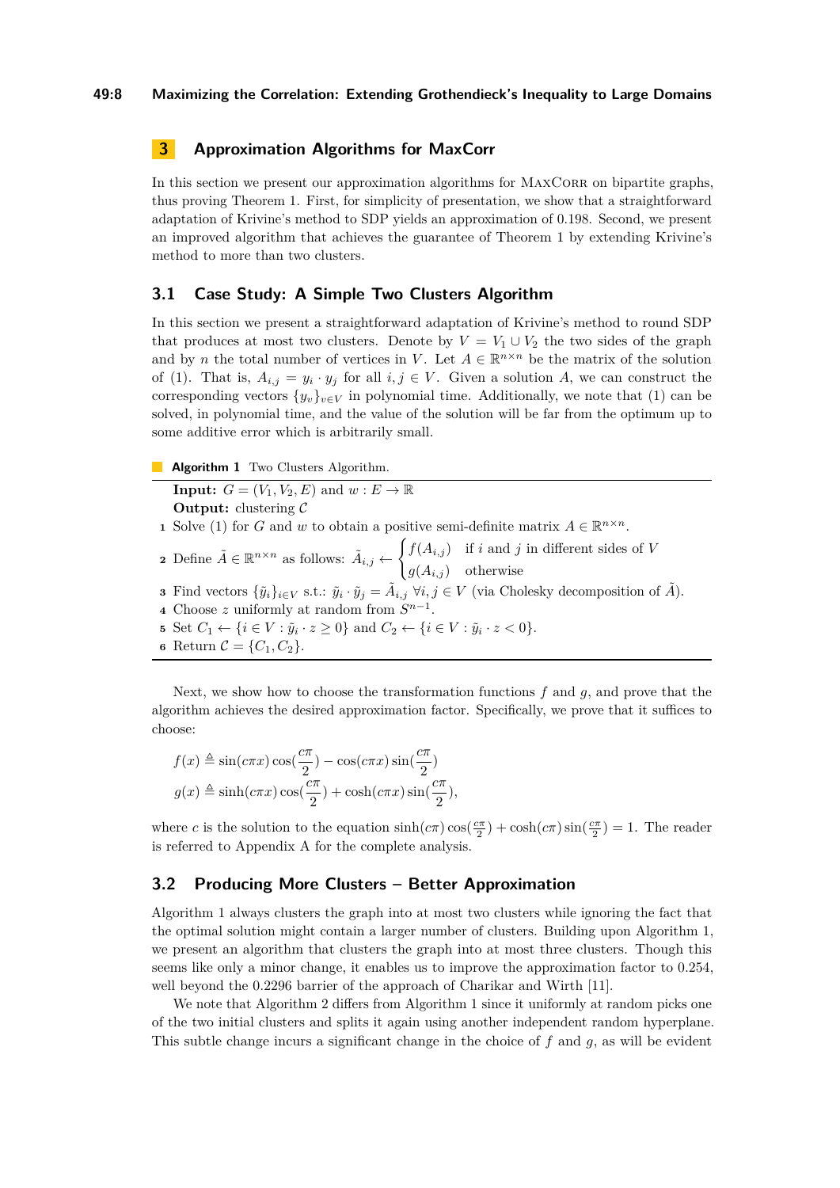## 3 Approximation Algorithms for MaxCorr

In this section we present our approximation algorithms for MaxCorr on bipartite graphs, thus proving Theorem 1. First, for simplicity of presentation, we show that a straightforward adaptation of Krivine's method to SDP yields an approximation of 0.198. Second, we present an improved algorithm that achieves the guarantee of Theorem 1 by extending Krivine's method to more than two clusters.

### 3.1 Case Study: A Simple Two Clusters Algorithm

In this section we present a straightforward adaptation of Krivine's method to round SDP that produces at most two clusters. Denote by $V = V_1 \cup V_2$ the two sides of the graph and by $n$ the total number of vertices in $V$. Let $A \in \mathbb{R}^{n\times n}$ be the matrix of the solution of (1). That is, $A_{i,j} = y_i \cdot y_j$ for all $i, j \in V$. Given a solution $A$, we can construct the corresponding vectors $\{y_v\}_{v\in V}$ in polynomial time. Additionally, we note that (1) can be solved, in polynomial time, and the value of the solution will be far from the optimum up to some additive error which is arbitrarily small.

**Algorithm 1** Two Clusters Algorithm.

**Input:** $G = (V_1, V_2, E)$ and $w : E \to \mathbb{R}$
**Output:** clustering $\mathcal{C}$

1. Solve (1) for $G$ and $w$ to obtain a positive semi-definite matrix $A \in \mathbb{R}^{n\times n}$.
2. Define $\tilde{A} \in \mathbb{R}^{n\times n}$ as follows: $\tilde{A}_{i,j} \leftarrow \begin{cases} f(A_{i,j}) & \text{if } i \text{ and } j \text{ in different sides of } V \\ g(A_{i,j}) & \text{otherwise} \end{cases}$
3. Find vectors $\{\tilde{y}_i\}_{i\in V}$ s.t.: $\tilde{y}_i \cdot \tilde{y}_j = \tilde{A}_{i,j}$ $\forall i, j \in V$ (via Cholesky decomposition of $\tilde{A}$).
4. Choose $z$ uniformly at random from $S^{n-1}$.
5. Set $C_1 \leftarrow \{i \in V : \tilde{y}_i \cdot z \geq 0\}$ and $C_2 \leftarrow \{i \in V : \tilde{y}_i \cdot z < 0\}$.
6. Return $\mathcal{C} = \{C_1, C_2\}$.

Next, we show how to choose the transformation functions $f$ and $g$, and prove that the algorithm achieves the desired approximation factor. Specifically, we prove that it suffices to choose:

$$f(x) \triangleq \sin(c\pi x)\cos(\frac{c\pi}{2}) - \cos(c\pi x)\sin(\frac{c\pi}{2})$$
$$g(x) \triangleq \sinh(c\pi x)\cos(\frac{c\pi}{2}) + \cosh(c\pi x)\sin(\frac{c\pi}{2}),$$

where $c$ is the solution to the equation $\sinh(c\pi)\cos(\frac{c\pi}{2}) + \cosh(c\pi)\sin(\frac{c\pi}{2}) = 1$. The reader is referred to Appendix A for the complete analysis.

### 3.2 Producing More Clusters – Better Approximation

Algorithm 1 always clusters the graph into at most two clusters while ignoring the fact that the optimal solution might contain a larger number of clusters. Building upon Algorithm 1, we present an algorithm that clusters the graph into at most three clusters. Though this seems like only a minor change, it enables us to improve the approximation factor to 0.254, well beyond the 0.2296 barrier of the approach of Charikar and Wirth [11].

We note that Algorithm 2 differs from Algorithm 1 since it uniformly at random picks one of the two initial clusters and splits it again using another independent random hyperplane. This subtle change incurs a significant change in the choice of $f$ and $g$, as will be evident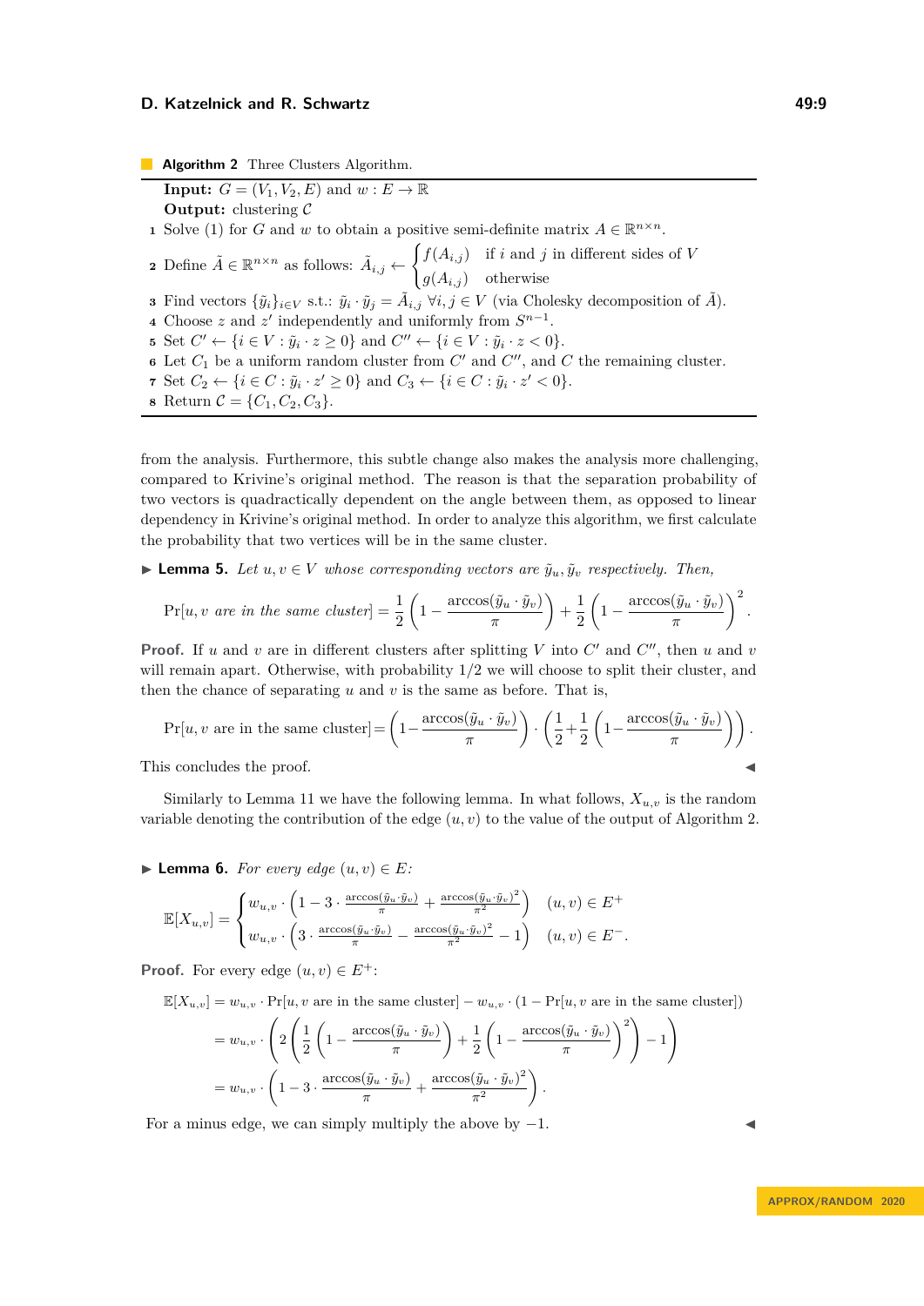**Algorithm 2** Three Clusters Algorithm.

**Input:** $G = (V_1, V_2, E)$ and $w : E \to \mathbb{R}$

**Output:** clustering $\mathcal{C}$

1. Solve (1) for $G$ and $w$ to obtain a positive semi-definite matrix $A \in \mathbb{R}^{n\times n}$.
2. Define $\tilde{A} \in \mathbb{R}^{n\times n}$ as follows: $\tilde{A}_{i,j} \leftarrow \begin{cases} f(A_{i,j}) & \text{if } i \text{ and } j \text{ in different sides of } V \\ g(A_{i,j}) & \text{otherwise} \end{cases}$
3. Find vectors $\{\tilde{y}_i\}_{i\in V}$ s.t.: $\tilde{y}_i \cdot \tilde{y}_j = \tilde{A}_{i,j}$ $\forall i, j \in V$ (via Cholesky decomposition of $\tilde{A}$).
4. Choose $z$ and $z'$ independently and uniformly from $S^{n-1}$.
5. Set $C' \leftarrow \{i \in V : \tilde{y}_i \cdot z \geq 0\}$ and $C'' \leftarrow \{i \in V : \tilde{y}_i \cdot z < 0\}$.
6. Let $C_1$ be a uniform random cluster from $C'$ and $C''$, and $C$ the remaining cluster.
7. Set $C_2 \leftarrow \{i \in C : \tilde{y}_i \cdot z' \geq 0\}$ and $C_3 \leftarrow \{i \in C : \tilde{y}_i \cdot z' < 0\}$.
8. Return $\mathcal{C} = \{C_1, C_2, C_3\}$.

from the analysis. Furthermore, this subtle change also makes the analysis more challenging, compared to Krivine's original method. The reason is that the separation probability of two vectors is quadractically dependent on the angle between them, as opposed to linear dependency in Krivine's original method. In order to analyze this algorithm, we first calculate the probability that two vertices will be in the same cluster.

▶ **Lemma 5.** *Let $u, v \in V$ whose corresponding vectors are $\tilde{y}_u, \tilde{y}_v$ respectively. Then,*

$$\Pr[u, v \textit{ are in the same cluster}] = \frac{1}{2}\left(1 - \frac{\arccos(\tilde{y}_u \cdot \tilde{y}_v)}{\pi}\right) + \frac{1}{2}\left(1 - \frac{\arccos(\tilde{y}_u \cdot \tilde{y}_v)}{\pi}\right)^2.$$

**Proof.** If $u$ and $v$ are in different clusters after splitting $V$ into $C'$ and $C''$, then $u$ and $v$ will remain apart. Otherwise, with probability $1/2$ we will choose to split their cluster, and then the chance of separating $u$ and $v$ is the same as before. That is,

$$\Pr[u, v \text{ are in the same cluster}] = \left(1 - \frac{\arccos(\tilde{y}_u \cdot \tilde{y}_v)}{\pi}\right) \cdot \left(\frac{1}{2} + \frac{1}{2}\left(1 - \frac{\arccos(\tilde{y}_u \cdot \tilde{y}_v)}{\pi}\right)\right).$$

This concludes the proof. ◀

Similarly to Lemma 11 we have the following lemma. In what follows, $X_{u,v}$ is the random variable denoting the contribution of the edge $(u, v)$ to the value of the output of Algorithm 2.

▶ **Lemma 6.** *For every edge $(u, v) \in E$:*

$$\mathbb{E}[X_{u,v}] = \begin{cases} w_{u,v} \cdot \left(1 - 3 \cdot \frac{\arccos(\tilde{y}_u \cdot \tilde{y}_v)}{\pi} + \frac{\arccos(\tilde{y}_u \cdot \tilde{y}_v)^2}{\pi^2}\right) & (u, v) \in E^+ \\ w_{u,v} \cdot \left(3 \cdot \frac{\arccos(\tilde{y}_u \cdot \tilde{y}_v)}{\pi} - \frac{\arccos(\tilde{y}_u \cdot \tilde{y}_v)^2}{\pi^2} - 1\right) & (u, v) \in E^-. \end{cases}$$

**Proof.** For every edge $(u, v) \in E^+$:

$$\begin{aligned}
\mathbb{E}[X_{u,v}] &= w_{u,v} \cdot \Pr[u, v \text{ are in the same cluster}] - w_{u,v} \cdot (1 - \Pr[u, v \text{ are in the same cluster}]) \\
&= w_{u,v} \cdot \left(2\left(\frac{1}{2}\left(1 - \frac{\arccos(\tilde{y}_u \cdot \tilde{y}_v)}{\pi}\right) + \frac{1}{2}\left(1 - \frac{\arccos(\tilde{y}_u \cdot \tilde{y}_v)}{\pi}\right)^2\right) - 1\right) \\
&= w_{u,v} \cdot \left(1 - 3 \cdot \frac{\arccos(\tilde{y}_u \cdot \tilde{y}_v)}{\pi} + \frac{\arccos(\tilde{y}_u \cdot \tilde{y}_v)^2}{\pi^2}\right).
\end{aligned}$$

For a minus edge, we can simply multiply the above by $-1$. ◀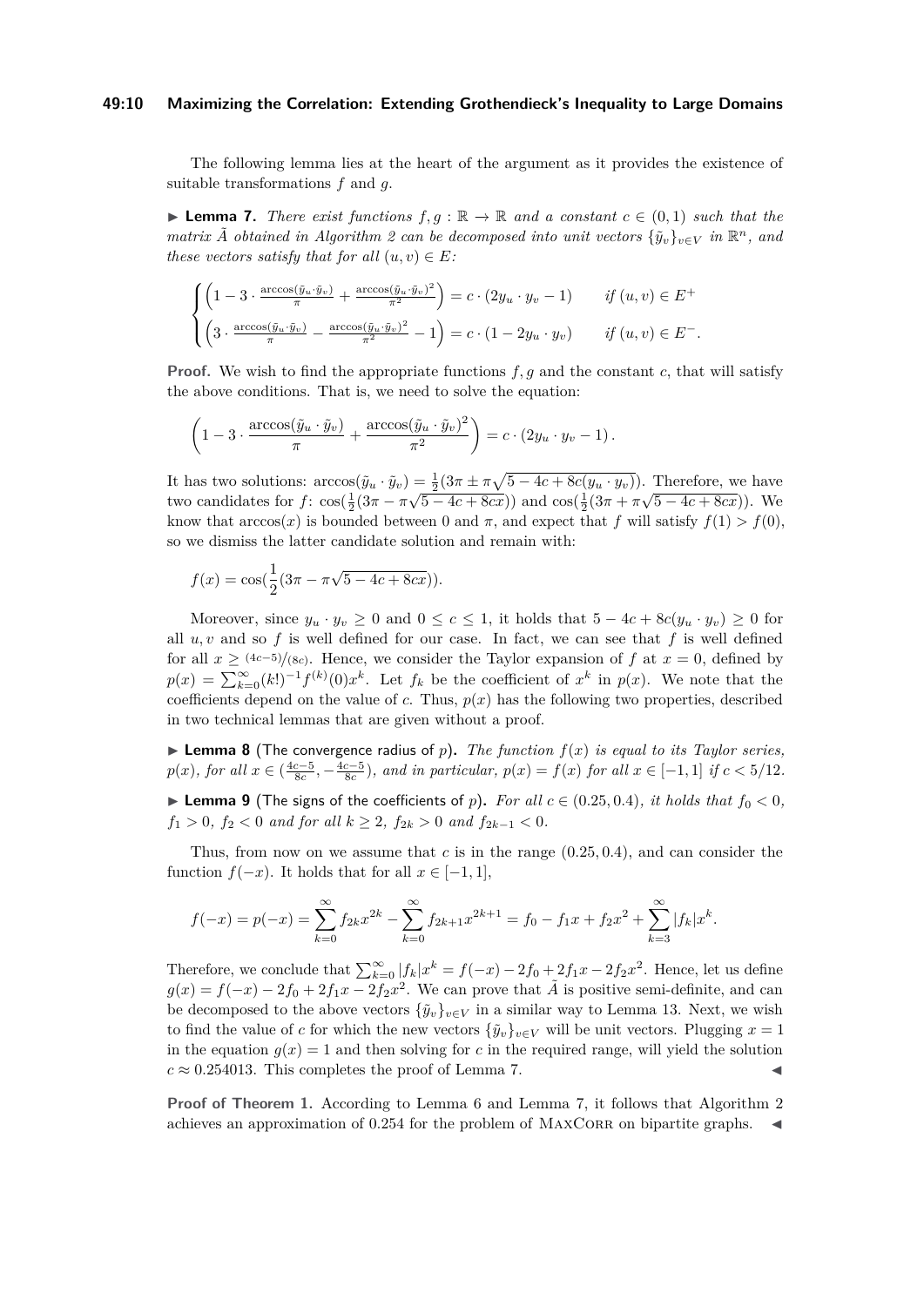The following lemma lies at the heart of the argument as it provides the existence of suitable transformations $f$ and $g$.

▶ **Lemma 7.** *There exist functions $f, g : \mathbb{R} \to \mathbb{R}$ and a constant $c \in (0, 1)$ such that the matrix $\tilde{A}$ obtained in Algorithm 2 can be decomposed into unit vectors $\{\tilde{y}_v\}_{v \in V}$ in $\mathbb{R}^n$, and these vectors satisfy that for all $(u, v) \in E$:*

$$\begin{cases} \left(1 - 3 \cdot \frac{\arccos(\tilde{y}_u \cdot \tilde{y}_v)}{\pi} + \frac{\arccos(\tilde{y}_u \cdot \tilde{y}_v)^2}{\pi^2}\right) = c \cdot (2y_u \cdot y_v - 1) & \text{if } (u, v) \in E^+ \\ \left(3 \cdot \frac{\arccos(\tilde{y}_u \cdot \tilde{y}_v)}{\pi} - \frac{\arccos(\tilde{y}_u \cdot \tilde{y}_v)^2}{\pi^2} - 1\right) = c \cdot (1 - 2y_u \cdot y_v) & \text{if } (u, v) \in E^-. \end{cases}$$

**Proof.** We wish to find the appropriate functions $f, g$ and the constant $c$, that will satisfy the above conditions. That is, we need to solve the equation:

$$\left(1 - 3 \cdot \frac{\arccos(\tilde{y}_u \cdot \tilde{y}_v)}{\pi} + \frac{\arccos(\tilde{y}_u \cdot \tilde{y}_v)^2}{\pi^2}\right) = c \cdot (2y_u \cdot y_v - 1).$$

It has two solutions: $\arccos(\tilde{y}_u \cdot \tilde{y}_v) = \frac{1}{2}(3\pi \pm \pi\sqrt{5 - 4c + 8c(y_u \cdot y_v)})$. Therefore, we have two candidates for $f$: $\cos(\frac{1}{2}(3\pi - \pi\sqrt{5 - 4c + 8cx}))$ and $\cos(\frac{1}{2}(3\pi + \pi\sqrt{5 - 4c + 8cx}))$. We know that $\arccos(x)$ is bounded between 0 and $\pi$, and expect that $f$ will satisfy $f(1) > f(0)$, so we dismiss the latter candidate solution and remain with:

$$f(x) = \cos(\frac{1}{2}(3\pi - \pi\sqrt{5 - 4c + 8cx})).$$

Moreover, since $y_u \cdot y_v \geq 0$ and $0 \leq c \leq 1$, it holds that $5 - 4c + 8c(y_u \cdot y_v) \geq 0$ for all $u, v$ and so $f$ is well defined for our case. In fact, we can see that $f$ is well defined for all $x \geq {(4c-5)}/{(8c)}$. Hence, we consider the Taylor expansion of $f$ at $x = 0$, defined by $p(x) = \sum_{k=0}^{\infty} (k!)^{-1} f^{(k)}(0) x^k$. Let $f_k$ be the coefficient of $x^k$ in $p(x)$. We note that the coefficients depend on the value of $c$. Thus, $p(x)$ has the following two properties, described in two technical lemmas that are given without a proof.

▶ **Lemma 8** (The convergence radius of $p$)**.** *The function $f(x)$ is equal to its Taylor series, $p(x)$, for all $x \in (\frac{4c-5}{8c}, -\frac{4c-5}{8c})$, and in particular, $p(x) = f(x)$ for all $x \in [-1, 1]$ if $c < 5/12$.*

▶ **Lemma 9** (The signs of the coefficients of $p$)**.** *For all $c \in (0.25, 0.4)$, it holds that $f_0 < 0$, $f_1 > 0$, $f_2 < 0$ and for all $k \geq 2$, $f_{2k} > 0$ and $f_{2k-1} < 0$.*

Thus, from now on we assume that $c$ is in the range $(0.25, 0.4)$, and can consider the function $f(-x)$. It holds that for all $x \in [-1, 1]$,

$$f(-x) = p(-x) = \sum_{k=0}^{\infty} f_{2k} x^{2k} - \sum_{k=0}^{\infty} f_{2k+1} x^{2k+1} = f_0 - f_1 x + f_2 x^2 + \sum_{k=3}^{\infty} |f_k| x^k.$$

Therefore, we conclude that $\sum_{k=0}^{\infty} |f_k| x^k = f(-x) - 2f_0 + 2f_1 x - 2f_2 x^2$. Hence, let us define $g(x) = f(-x) - 2f_0 + 2f_1 x - 2f_2 x^2$. We can prove that $\tilde{A}$ is positive semi-definite, and can be decomposed to the above vectors $\{\tilde{y}_v\}_{v \in V}$ in a similar way to Lemma 13. Next, we wish to find the value of $c$ for which the new vectors $\{\tilde{y}_v\}_{v \in V}$ will be unit vectors. Plugging $x = 1$ in the equation $g(x) = 1$ and then solving for $c$ in the required range, will yield the solution $c \approx 0.254013$. This completes the proof of Lemma 7. ◀

**Proof of Theorem 1.** According to Lemma 6 and Lemma 7, it follows that Algorithm 2 achieves an approximation of 0.254 for the problem of MaxCorr on bipartite graphs. ◀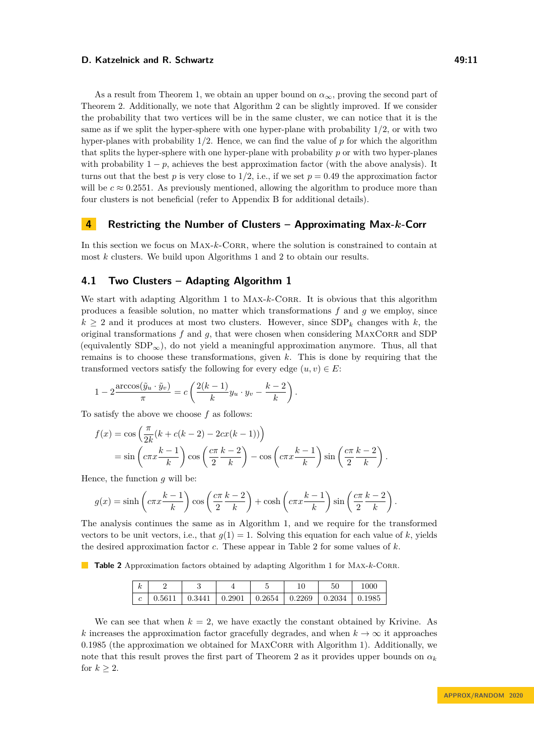As a result from Theorem 1, we obtain an upper bound on $\alpha_\infty$, proving the second part of Theorem 2. Additionally, we note that Algorithm 2 can be slightly improved. If we consider the probability that two vertices will be in the same cluster, we can notice that it is the same as if we split the hyper-sphere with one hyper-plane with probability 1/2, or with two hyper-planes with probability 1/2. Hence, we can find the value of $p$ for which the algorithm that splits the hyper-sphere with one hyper-plane with probability $p$ or with two hyper-planes with probability $1-p$, achieves the best approximation factor (with the above analysis). It turns out that the best $p$ is very close to 1/2, i.e., if we set $p = 0.49$ the approximation factor will be $c \approx 0.2551$. As previously mentioned, allowing the algorithm to produce more than four clusters is not beneficial (refer to Appendix B for additional details).

## 4 Restricting the Number of Clusters – Approximating Max-$k$-Corr

In this section we focus on Max-$k$-Corr, where the solution is constrained to contain at most $k$ clusters. We build upon Algorithms 1 and 2 to obtain our results.

### 4.1 Two Clusters – Adapting Algorithm 1

We start with adapting Algorithm 1 to Max-$k$-Corr. It is obvious that this algorithm produces a feasible solution, no matter which transformations $f$ and $g$ we employ, since $k \geq 2$ and it produces at most two clusters. However, since $\text{SDP}_k$ changes with $k$, the original transformations $f$ and $g$, that were chosen when considering MaxCorr and SDP (equivalently $\text{SDP}_\infty$), do not yield a meaningful approximation anymore. Thus, all that remains is to choose these transformations, given $k$. This is done by requiring that the transformed vectors satisfy the following for every edge $(u,v) \in E$:

$$1 - 2\frac{\arccos(\tilde{y}_u \cdot \tilde{y}_v)}{\pi} = c\left(\frac{2(k-1)}{k} y_u \cdot y_v - \frac{k-2}{k}\right).$$

To satisfy the above we choose $f$ as follows:

$$\begin{aligned} f(x) &= \cos\left(\frac{\pi}{2k}(k + c(k-2) - 2cx(k-1))\right) \\ &= \sin\left(c\pi x \frac{k-1}{k}\right)\cos\left(\frac{c\pi}{2}\frac{k-2}{k}\right) - \cos\left(c\pi x\frac{k-1}{k}\right)\sin\left(\frac{c\pi}{2}\frac{k-2}{k}\right). \end{aligned}$$

Hence, the function $g$ will be:

$$g(x) = \sinh\left(c\pi x\frac{k-1}{k}\right)\cos\left(\frac{c\pi}{2}\frac{k-2}{k}\right) + \cosh\left(c\pi x\frac{k-1}{k}\right)\sin\left(\frac{c\pi}{2}\frac{k-2}{k}\right).$$

The analysis continues the same as in Algorithm 1, and we require for the transformed vectors to be unit vectors, i.e., that $g(1) = 1$. Solving this equation for each value of $k$, yields the desired approximation factor $c$. These appear in Table 2 for some values of $k$.

**Table 2** Approximation factors obtained by adapting Algorithm 1 for Max-$k$-Corr.

| $k$ | 2 | 3 | 4 | 5 | 10 | 50 | 1000 |
|---|---|---|---|---|---|---|---|
| $c$ | 0.5611 | 0.3441 | 0.2901 | 0.2654 | 0.2269 | 0.2034 | 0.1985 |

We can see that when $k = 2$, we have exactly the constant obtained by Krivine. As $k$ increases the approximation factor gracefully degrades, and when $k \to \infty$ it approaches 0.1985 (the approximation we obtained for MaxCorr with Algorithm 1). Additionally, we note that this result proves the first part of Theorem 2 as it provides upper bounds on $\alpha_k$ for $k \geq 2$.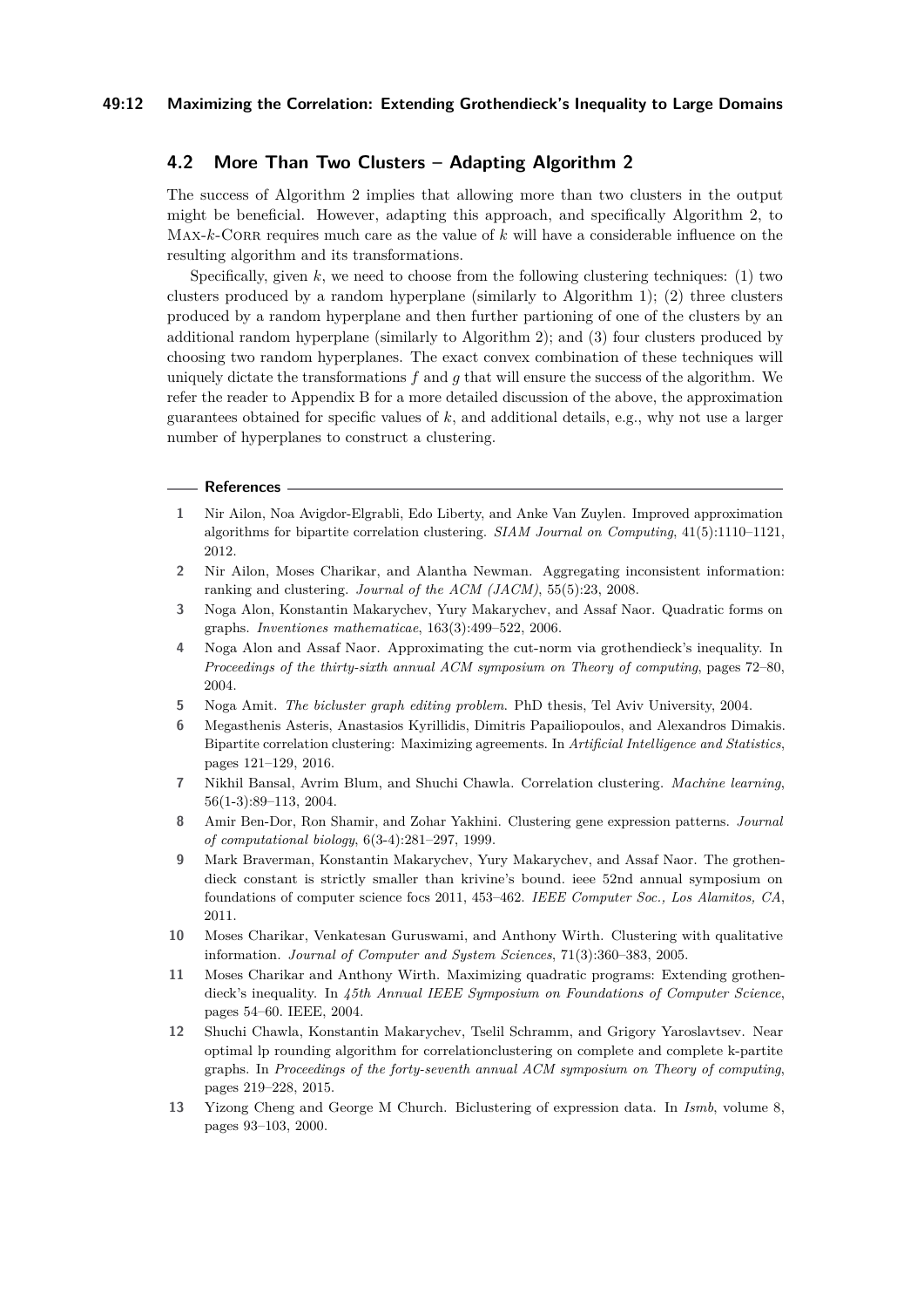## 4.2 More Than Two Clusters – Adapting Algorithm 2

The success of Algorithm 2 implies that allowing more than two clusters in the output might be beneficial. However, adapting this approach, and specifically Algorithm 2, to Max-$k$-Corr requires much care as the value of $k$ will have a considerable influence on the resulting algorithm and its transformations.

Specifically, given $k$, we need to choose from the following clustering techniques: (1) two clusters produced by a random hyperplane (similarly to Algorithm 1); (2) three clusters produced by a random hyperplane and then further partioning of one of the clusters by an additional random hyperplane (similarly to Algorithm 2); and (3) four clusters produced by choosing two random hyperplanes. The exact convex combination of these techniques will uniquely dictate the transformations $f$ and $g$ that will ensure the success of the algorithm. We refer the reader to Appendix B for a more detailed discussion of the above, the approximation guarantees obtained for specific values of $k$, and additional details, e.g., why not use a larger number of hyperplanes to construct a clustering.

### References

1. Nir Ailon, Noa Avigdor-Elgrabli, Edo Liberty, and Anke Van Zuylen. Improved approximation algorithms for bipartite correlation clustering. *SIAM Journal on Computing*, 41(5):1110–1121, 2012.
2. Nir Ailon, Moses Charikar, and Alantha Newman. Aggregating inconsistent information: ranking and clustering. *Journal of the ACM (JACM)*, 55(5):23, 2008.
3. Noga Alon, Konstantin Makarychev, Yury Makarychev, and Assaf Naor. Quadratic forms on graphs. *Inventiones mathematicae*, 163(3):499–522, 2006.
4. Noga Alon and Assaf Naor. Approximating the cut-norm via grothendieck's inequality. In *Proceedings of the thirty-sixth annual ACM symposium on Theory of computing*, pages 72–80, 2004.
5. Noga Amit. *The bicluster graph editing problem*. PhD thesis, Tel Aviv University, 2004.
6. Megasthenis Asteris, Anastasios Kyrillidis, Dimitris Papailiopoulos, and Alexandros Dimakis. Bipartite correlation clustering: Maximizing agreements. In *Artificial Intelligence and Statistics*, pages 121–129, 2016.
7. Nikhil Bansal, Avrim Blum, and Shuchi Chawla. Correlation clustering. *Machine learning*, 56(1-3):89–113, 2004.
8. Amir Ben-Dor, Ron Shamir, and Zohar Yakhini. Clustering gene expression patterns. *Journal of computational biology*, 6(3-4):281–297, 1999.
9. Mark Braverman, Konstantin Makarychev, Yury Makarychev, and Assaf Naor. The grothendieck constant is strictly smaller than krivine's bound. ieee 52nd annual symposium on foundations of computer science focs 2011, 453–462. *IEEE Computer Soc., Los Alamitos, CA*, 2011.
10. Moses Charikar, Venkatesan Guruswami, and Anthony Wirth. Clustering with qualitative information. *Journal of Computer and System Sciences*, 71(3):360–383, 2005.
11. Moses Charikar and Anthony Wirth. Maximizing quadratic programs: Extending grothendieck's inequality. In *45th Annual IEEE Symposium on Foundations of Computer Science*, pages 54–60. IEEE, 2004.
12. Shuchi Chawla, Konstantin Makarychev, Tselil Schramm, and Grigory Yaroslavtsev. Near optimal lp rounding algorithm for correlationclustering on complete and complete k-partite graphs. In *Proceedings of the forty-seventh annual ACM symposium on Theory of computing*, pages 219–228, 2015.
13. Yizong Cheng and George M Church. Biclustering of expression data. In *Ismb*, volume 8, pages 93–103, 2000.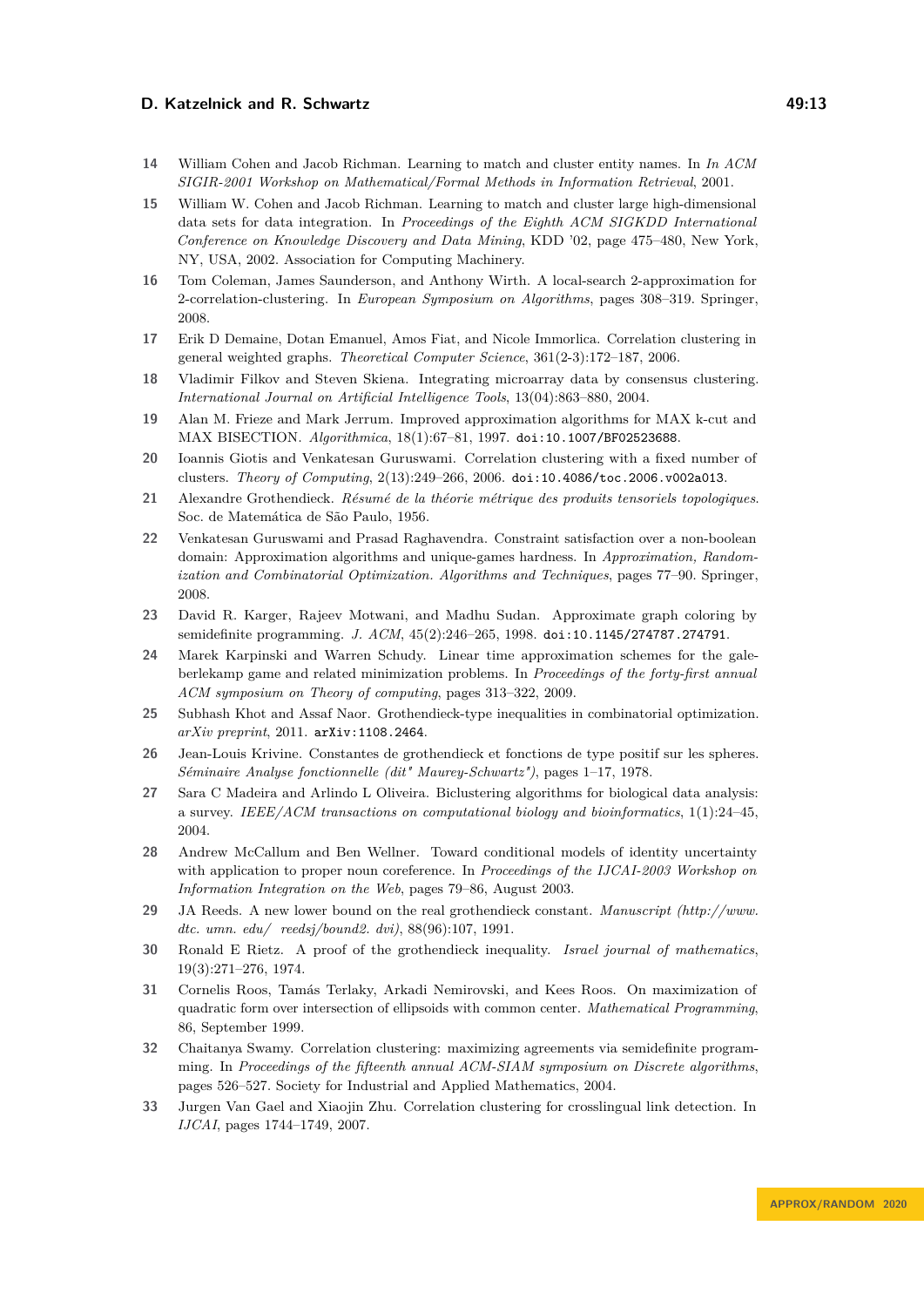14 William Cohen and Jacob Richman. Learning to match and cluster entity names. In *In ACM SIGIR-2001 Workshop on Mathematical/Formal Methods in Information Retrieval*, 2001.

15 William W. Cohen and Jacob Richman. Learning to match and cluster large high-dimensional data sets for data integration. In *Proceedings of the Eighth ACM SIGKDD International Conference on Knowledge Discovery and Data Mining*, KDD '02, page 475–480, New York, NY, USA, 2002. Association for Computing Machinery.

16 Tom Coleman, James Saunderson, and Anthony Wirth. A local-search 2-approximation for 2-correlation-clustering. In *European Symposium on Algorithms*, pages 308–319. Springer, 2008.

17 Erik D Demaine, Dotan Emanuel, Amos Fiat, and Nicole Immorlica. Correlation clustering in general weighted graphs. *Theoretical Computer Science*, 361(2-3):172–187, 2006.

18 Vladimir Filkov and Steven Skiena. Integrating microarray data by consensus clustering. *International Journal on Artificial Intelligence Tools*, 13(04):863–880, 2004.

19 Alan M. Frieze and Mark Jerrum. Improved approximation algorithms for MAX k-cut and MAX BISECTION. *Algorithmica*, 18(1):67–81, 1997. doi:10.1007/BF02523688.

20 Ioannis Giotis and Venkatesan Guruswami. Correlation clustering with a fixed number of clusters. *Theory of Computing*, 2(13):249–266, 2006. doi:10.4086/toc.2006.v002a013.

21 Alexandre Grothendieck. *Résumé de la théorie métrique des produits tensoriels topologiques*. Soc. de Matemática de São Paulo, 1956.

22 Venkatesan Guruswami and Prasad Raghavendra. Constraint satisfaction over a non-boolean domain: Approximation algorithms and unique-games hardness. In *Approximation, Randomization and Combinatorial Optimization. Algorithms and Techniques*, pages 77–90. Springer, 2008.

23 David R. Karger, Rajeev Motwani, and Madhu Sudan. Approximate graph coloring by semidefinite programming. *J. ACM*, 45(2):246–265, 1998. doi:10.1145/274787.274791.

24 Marek Karpinski and Warren Schudy. Linear time approximation schemes for the gale-berlekamp game and related minimization problems. In *Proceedings of the forty-first annual ACM symposium on Theory of computing*, pages 313–322, 2009.

25 Subhash Khot and Assaf Naor. Grothendieck-type inequalities in combinatorial optimization. *arXiv preprint*, 2011. arXiv:1108.2464.

26 Jean-Louis Krivine. Constantes de grothendieck et fonctions de type positif sur les spheres. *Séminaire Analyse fonctionnelle (dit" Maurey-Schwartz")*, pages 1–17, 1978.

27 Sara C Madeira and Arlindo L Oliveira. Biclustering algorithms for biological data analysis: a survey. *IEEE/ACM transactions on computational biology and bioinformatics*, 1(1):24–45, 2004.

28 Andrew McCallum and Ben Wellner. Toward conditional models of identity uncertainty with application to proper noun coreference. In *Proceedings of the IJCAI-2003 Workshop on Information Integration on the Web*, pages 79–86, August 2003.

29 JA Reeds. A new lower bound on the real grothendieck constant. *Manuscript (http://www.dtc. umn. edu/ reedsj/bound2. dvi)*, 88(96):107, 1991.

30 Ronald E Rietz. A proof of the grothendieck inequality. *Israel journal of mathematics*, 19(3):271–276, 1974.

31 Cornelis Roos, Tamás Terlaky, Arkadi Nemirovski, and Kees Roos. On maximization of quadratic form over intersection of ellipsoids with common center. *Mathematical Programming*, 86, September 1999.

32 Chaitanya Swamy. Correlation clustering: maximizing agreements via semidefinite programming. In *Proceedings of the fifteenth annual ACM-SIAM symposium on Discrete algorithms*, pages 526–527. Society for Industrial and Applied Mathematics, 2004.

33 Jurgen Van Gael and Xiaojin Zhu. Correlation clustering for crosslingual link detection. In *IJCAI*, pages 1744–1749, 2007.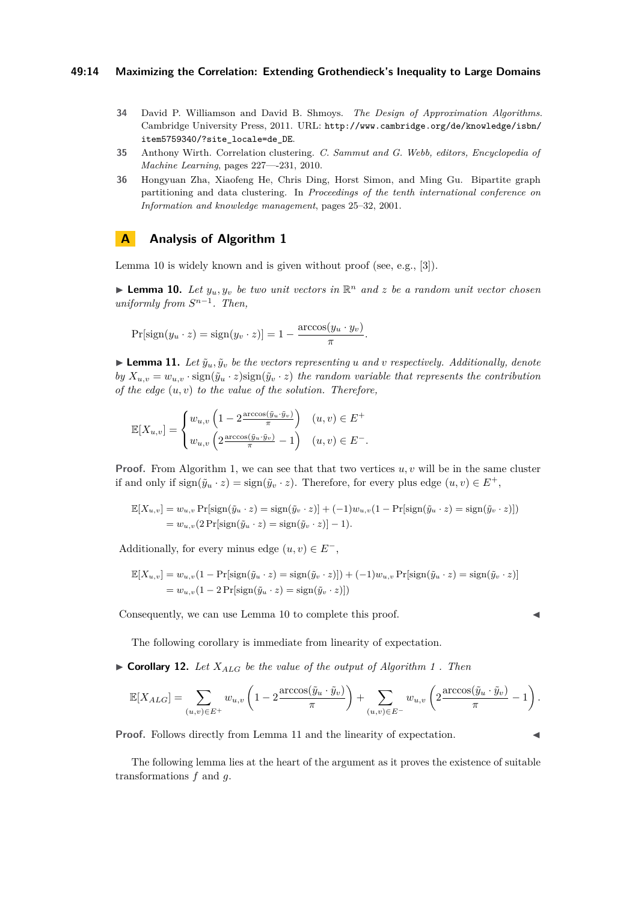**34** David P. Williamson and David B. Shmoys. *The Design of Approximation Algorithms*. Cambridge University Press, 2011. URL: http://www.cambridge.org/de/knowledge/isbn/item5759340/?site_locale=de_DE.

**35** Anthony Wirth. Correlation clustering. *C. Sammut and G. Webb, editors, Encyclopedia of Machine Learning*, pages 227—-231, 2010.

**36** Hongyuan Zha, Xiaofeng He, Chris Ding, Horst Simon, and Ming Gu. Bipartite graph partitioning and data clustering. In *Proceedings of the tenth international conference on Information and knowledge management*, pages 25–32, 2001.

# A Analysis of Algorithm 1

Lemma 10 is widely known and is given without proof (see, e.g., [3]).

▶ **Lemma 10.** *Let $y_u, y_v$ be two unit vectors in $\mathbb{R}^n$ and $z$ be a random unit vector chosen uniformly from $S^{n-1}$. Then,*

$$\Pr[\text{sign}(y_u \cdot z) = \text{sign}(y_v \cdot z)] = 1 - \frac{\arccos(y_u \cdot y_v)}{\pi}.$$

▶ **Lemma 11.** *Let $\tilde{y}_u, \tilde{y}_v$ be the vectors representing $u$ and $v$ respectively. Additionally, denote by $X_{u,v} = w_{u,v} \cdot \text{sign}(\tilde{y}_u \cdot z)\text{sign}(\tilde{y}_v \cdot z)$ the random variable that represents the contribution of the edge $(u, v)$ to the value of the solution. Therefore,*

$$\mathbb{E}[X_{u,v}] = \begin{cases} w_{u,v}\left(1 - 2\frac{\arccos(\tilde{y}_u \cdot \tilde{y}_v)}{\pi}\right) & (u,v) \in E^+ \\ w_{u,v}\left(2\frac{\arccos(\tilde{y}_u \cdot \tilde{y}_v)}{\pi} - 1\right) & (u,v) \in E^-. \end{cases}$$

**Proof.** From Algorithm 1, we can see that that two vertices $u, v$ will be in the same cluster if and only if $\text{sign}(\tilde{y}_u \cdot z) = \text{sign}(\tilde{y}_v \cdot z)$. Therefore, for every plus edge $(u, v) \in E^+$,

$$\begin{aligned}\mathbb{E}[X_{u,v}] &= w_{u,v}\Pr[\text{sign}(\tilde{y}_u \cdot z) = \text{sign}(\tilde{y}_v \cdot z)] + (-1)w_{u,v}(1 - \Pr[\text{sign}(\tilde{y}_u \cdot z) = \text{sign}(\tilde{y}_v \cdot z)]) \\ &= w_{u,v}(2\Pr[\text{sign}(\tilde{y}_u \cdot z) = \text{sign}(\tilde{y}_v \cdot z)] - 1).\end{aligned}$$

Additionally, for every minus edge $(u, v) \in E^-$,

$$\begin{aligned}\mathbb{E}[X_{u,v}] &= w_{u,v}(1 - \Pr[\text{sign}(\tilde{y}_u \cdot z) = \text{sign}(\tilde{y}_v \cdot z)]) + (-1)w_{u,v}\Pr[\text{sign}(\tilde{y}_u \cdot z) = \text{sign}(\tilde{y}_v \cdot z)] \\ &= w_{u,v}(1 - 2\Pr[\text{sign}(\tilde{y}_u \cdot z) = \text{sign}(\tilde{y}_v \cdot z)])\end{aligned}$$

Consequently, we can use Lemma 10 to complete this proof. ◀

The following corollary is immediate from linearity of expectation.

▶ **Corollary 12.** *Let $X_{ALG}$ be the value of the output of Algorithm 1 . Then*

$$\mathbb{E}[X_{ALG}] = \sum_{(u,v)\in E^+} w_{u,v}\left(1 - 2\frac{\arccos(\tilde{y}_u \cdot \tilde{y}_v)}{\pi}\right) + \sum_{(u,v)\in E^-} w_{u,v}\left(2\frac{\arccos(\tilde{y}_u \cdot \tilde{y}_v)}{\pi} - 1\right).$$

**Proof.** Follows directly from Lemma 11 and the linearity of expectation. ◀

The following lemma lies at the heart of the argument as it proves the existence of suitable transformations $f$ and $g$.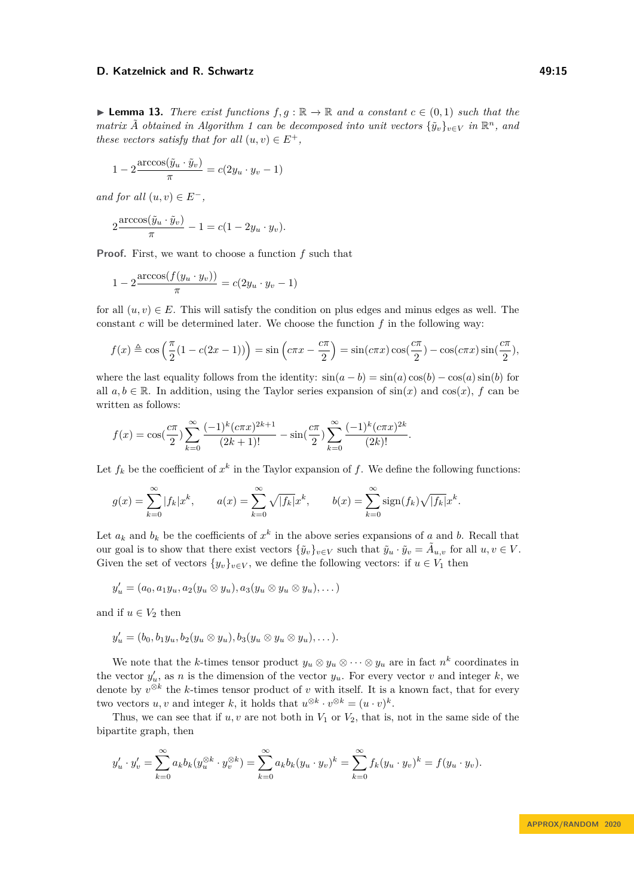▶ **Lemma 13.** *There exist functions $f, g : \mathbb{R} \to \mathbb{R}$ and a constant $c \in (0,1)$ such that the matrix $\tilde{A}$ obtained in Algorithm 1 can be decomposed into unit vectors $\{\tilde{y}_v\}_{v\in V}$ in $\mathbb{R}^n$, and these vectors satisfy that for all $(u,v) \in E^+$,*

$$1 - 2\frac{\arccos(\tilde{y}_u \cdot \tilde{y}_v)}{\pi} = c(2y_u \cdot y_v - 1)$$

*and for all $(u,v) \in E^-$,*

$$2\frac{\arccos(\tilde{y}_u \cdot \tilde{y}_v)}{\pi} - 1 = c(1 - 2y_u \cdot y_v).$$

**Proof.** First, we want to choose a function $f$ such that

$$1 - 2\frac{\arccos(f(y_u \cdot y_v))}{\pi} = c(2y_u \cdot y_v - 1)$$

for all $(u,v) \in E$. This will satisfy the condition on plus edges and minus edges as well. The constant $c$ will be determined later. We choose the function $f$ in the following way:

$$f(x) \triangleq \cos\left(\frac{\pi}{2}(1 - c(2x-1))\right) = \sin\left(c\pi x - \frac{c\pi}{2}\right) = \sin(c\pi x)\cos(\frac{c\pi}{2}) - \cos(c\pi x)\sin(\frac{c\pi}{2}),$$

where the last equality follows from the identity: $\sin(a-b) = \sin(a)\cos(b) - \cos(a)\sin(b)$ for all $a, b \in \mathbb{R}$. In addition, using the Taylor series expansion of $\sin(x)$ and $\cos(x)$, $f$ can be written as follows:

$$f(x) = \cos(\frac{c\pi}{2})\sum_{k=0}^{\infty}\frac{(-1)^k(c\pi x)^{2k+1}}{(2k+1)!} - \sin(\frac{c\pi}{2})\sum_{k=0}^{\infty}\frac{(-1)^k(c\pi x)^{2k}}{(2k)!}.$$

Let $f_k$ be the coefficient of $x^k$ in the Taylor expansion of $f$. We define the following functions:

$$g(x) = \sum_{k=0}^{\infty}|f_k|x^k, \qquad a(x) = \sum_{k=0}^{\infty}\sqrt{|f_k|}x^k, \qquad b(x) = \sum_{k=0}^{\infty}\text{sign}(f_k)\sqrt{|f_k|}x^k.$$

Let $a_k$ and $b_k$ be the coefficients of $x^k$ in the above series expansions of $a$ and $b$. Recall that our goal is to show that there exist vectors $\{\tilde{y}_v\}_{v\in V}$ such that $\tilde{y}_u \cdot \tilde{y}_v = \tilde{A}_{u,v}$ for all $u, v \in V$. Given the set of vectors $\{y_v\}_{v\in V}$, we define the following vectors: if $u \in V_1$ then

$$y'_u = (a_0, a_1 y_u, a_2(y_u \otimes y_u), a_3(y_u \otimes y_u \otimes y_u), \ldots)$$

and if $u \in V_2$ then

$$y'_u = (b_0, b_1 y_u, b_2(y_u \otimes y_u), b_3(y_u \otimes y_u \otimes y_u), \ldots).$$

We note that the $k$-times tensor product $y_u \otimes y_u \otimes \cdots \otimes y_u$ are in fact $n^k$ coordinates in the vector $y'_u$, as $n$ is the dimension of the vector $y_u$. For every vector $v$ and integer $k$, we denote by $v^{\otimes k}$ the $k$-times tensor product of $v$ with itself. It is a known fact, that for every two vectors $u, v$ and integer $k$, it holds that $u^{\otimes k} \cdot v^{\otimes k} = (u \cdot v)^k$.

Thus, we can see that if $u, v$ are not both in $V_1$ or $V_2$, that is, not in the same side of the bipartite graph, then

$$y'_u \cdot y'_v = \sum_{k=0}^{\infty} a_k b_k (y_u^{\otimes k} \cdot y_v^{\otimes k}) = \sum_{k=0}^{\infty} a_k b_k (y_u \cdot y_v)^k = \sum_{k=0}^{\infty} f_k (y_u \cdot y_v)^k = f(y_u \cdot y_v).$$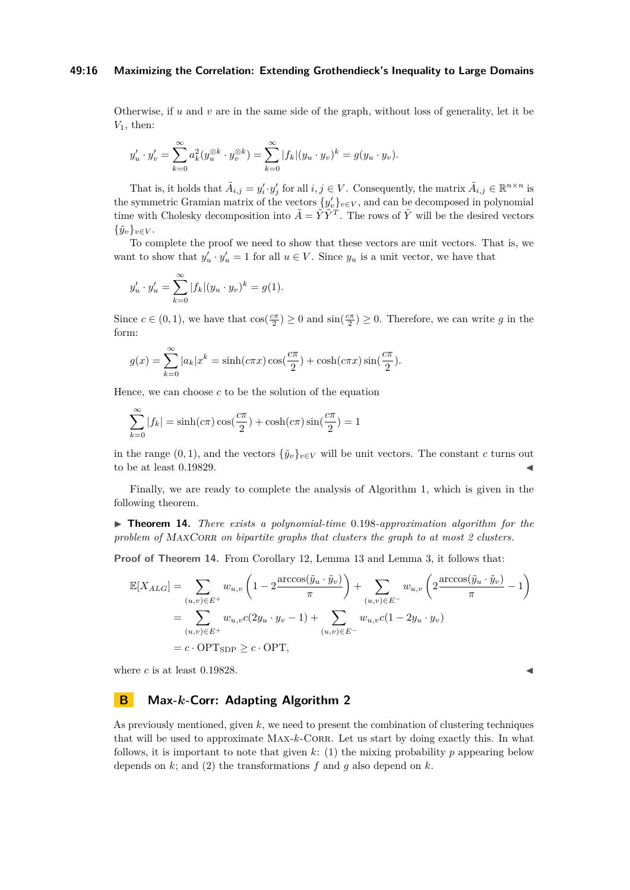Otherwise, if $u$ and $v$ are in the same side of the graph, without loss of generality, let it be $V_1$, then:

$$y'_u \cdot y'_v = \sum_{k=0}^{\infty} a_k^2 (y_u^{\otimes k} \cdot y_v^{\otimes k}) = \sum_{k=0}^{\infty} |f_k| (y_u \cdot y_v)^k = g(y_u \cdot y_v).$$

That is, it holds that $\tilde{A}_{i,j} = y'_i \cdot y'_j$ for all $i, j \in V$. Consequently, the matrix $\tilde{A}_{i,j} \in \mathbb{R}^{n \times n}$ is the symmetric Gramian matrix of the vectors $\{y'_v\}_{v \in V}$, and can be decomposed in polynomial time with Cholesky decomposition into $\tilde{A} = \tilde{Y}\tilde{Y}^T$. The rows of $\tilde{Y}$ will be the desired vectors $\{\tilde{y}_v\}_{v \in V}$.

To complete the proof we need to show that these vectors are unit vectors. That is, we want to show that $y'_u \cdot y'_u = 1$ for all $u \in V$. Since $y_u$ is a unit vector, we have that

$$y'_u \cdot y'_u = \sum_{k=0}^{\infty} |f_k| (y_u \cdot y_v)^k = g(1).$$

Since $c \in (0, 1)$, we have that $\cos(\frac{c\pi}{2}) \geq 0$ and $\sin(\frac{c\pi}{2}) \geq 0$. Therefore, we can write $g$ in the form:

$$g(x) = \sum_{k=0}^{\infty} |a_k| x^k = \sinh(c\pi x) \cos(\frac{c\pi}{2}) + \cosh(c\pi x) \sin(\frac{c\pi}{2}).$$

Hence, we can choose $c$ to be the solution of the equation

$$\sum_{k=0}^{\infty} |f_k| = \sinh(c\pi) \cos(\frac{c\pi}{2}) + \cosh(c\pi) \sin(\frac{c\pi}{2}) = 1$$

in the range $(0, 1)$, and the vectors $\{\tilde{y}_v\}_{v \in V}$ will be unit vectors. The constant $c$ turns out to be at least 0.19829. ◀

Finally, we are ready to complete the analysis of Algorithm 1, which is given in the following theorem.

▶ **Theorem 14.** *There exists a polynomial-time* 0.198*-approximation algorithm for the problem of* MaxCorr *on bipartite graphs that clusters the graph to at most 2 clusters.*

**Proof of Theorem 14.** From Corollary 12, Lemma 13 and Lemma 3, it follows that:

$$\begin{aligned}
\mathbb{E}[X_{ALG}] &= \sum_{(u,v) \in E^+} w_{u,v} \left(1 - 2\frac{\arccos(\tilde{y}_u \cdot \tilde{y}_v)}{\pi}\right) + \sum_{(u,v) \in E^-} w_{u,v} \left(2\frac{\arccos(\tilde{y}_u \cdot \tilde{y}_v)}{\pi} - 1\right) \\
&= \sum_{(u,v) \in E^+} w_{u,v} c(2y_u \cdot y_v - 1) + \sum_{(u,v) \in E^-} w_{u,v} c(1 - 2y_u \cdot y_v) \\
&= c \cdot \mathrm{OPT}_{\mathrm{SDP}} \geq c \cdot \mathrm{OPT},
\end{aligned}$$

where $c$ is at least 0.19828. ◀

## B Max-$k$-Corr: Adapting Algorithm 2

As previously mentioned, given $k$, we need to present the combination of clustering techniques that will be used to approximate Max-$k$-Corr. Let us start by doing exactly this. In what follows, it is important to note that given $k$: (1) the mixing probability $p$ appearing below depends on $k$; and (2) the transformations $f$ and $g$ also depend on $k$.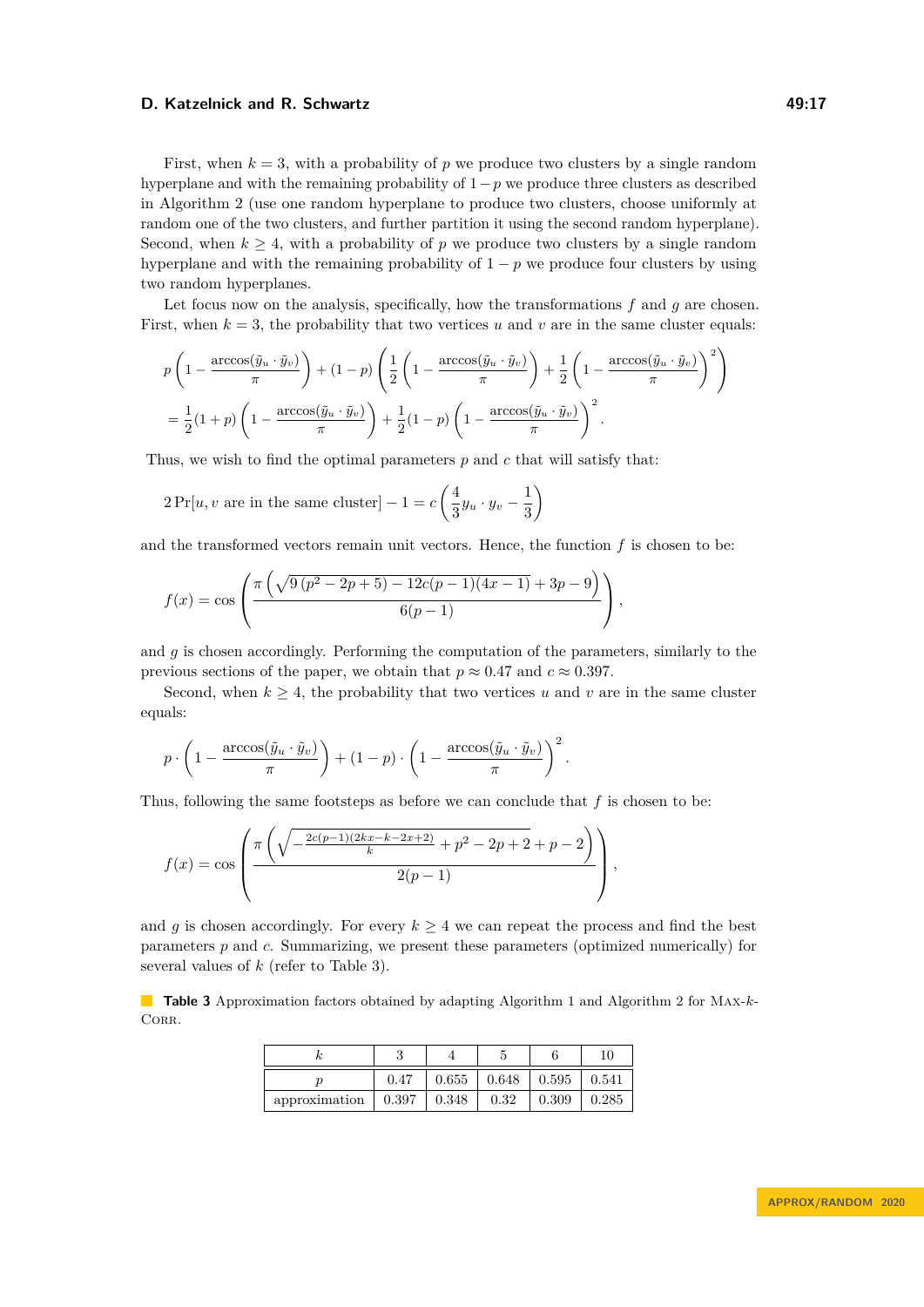First, when $k = 3$, with a probability of $p$ we produce two clusters by a single random hyperplane and with the remaining probability of $1 - p$ we produce three clusters as described in Algorithm 2 (use one random hyperplane to produce two clusters, choose uniformly at random one of the two clusters, and further partition it using the second random hyperplane). Second, when $k \geq 4$, with a probability of $p$ we produce two clusters by a single random hyperplane and with the remaining probability of $1 - p$ we produce four clusters by using two random hyperplanes.

Let focus now on the analysis, specifically, how the transformations $f$ and $g$ are chosen. First, when $k = 3$, the probability that two vertices $u$ and $v$ are in the same cluster equals:

$$p\left(1 - \frac{\arccos(\tilde{y}_u \cdot \tilde{y}_v)}{\pi}\right) + (1-p)\left(\frac{1}{2}\left(1 - \frac{\arccos(\tilde{y}_u \cdot \tilde{y}_v)}{\pi}\right) + \frac{1}{2}\left(1 - \frac{\arccos(\tilde{y}_u \cdot \tilde{y}_v)}{\pi}\right)^2\right)$$
$$= \frac{1}{2}(1+p)\left(1 - \frac{\arccos(\tilde{y}_u \cdot \tilde{y}_v)}{\pi}\right) + \frac{1}{2}(1-p)\left(1 - \frac{\arccos(\tilde{y}_u \cdot \tilde{y}_v)}{\pi}\right)^2.$$

Thus, we wish to find the optimal parameters $p$ and $c$ that will satisfy that:

$$2\Pr[u, v \text{ are in the same cluster}] - 1 = c\left(\frac{4}{3}y_u \cdot y_v - \frac{1}{3}\right)$$

and the transformed vectors remain unit vectors. Hence, the function $f$ is chosen to be:

$$f(x) = \cos\left(\frac{\pi\left(\sqrt{9\left(p^2 - 2p + 5\right) - 12c(p-1)(4x-1)} + 3p - 9\right)}{6(p-1)}\right),$$

and $g$ is chosen accordingly. Performing the computation of the parameters, similarly to the previous sections of the paper, we obtain that $p \approx 0.47$ and $c \approx 0.397$.

Second, when $k \geq 4$, the probability that two vertices $u$ and $v$ are in the same cluster equals:

$$p \cdot \left(1 - \frac{\arccos(\tilde{y}_u \cdot \tilde{y}_v)}{\pi}\right) + (1-p) \cdot \left(1 - \frac{\arccos(\tilde{y}_u \cdot \tilde{y}_v)}{\pi}\right)^2.$$

Thus, following the same footsteps as before we can conclude that $f$ is chosen to be:

$$f(x) = \cos\left(\frac{\pi\left(\sqrt{-\frac{2c(p-1)(2kx-k-2x+2)}{k} + p^2 - 2p + 2} + p - 2\right)}{2(p-1)}\right),$$

and $g$ is chosen accordingly. For every $k \geq 4$ we can repeat the process and find the best parameters $p$ and $c$. Summarizing, we present these parameters (optimized numerically) for several values of $k$ (refer to Table 3).

**Table 3** Approximation factors obtained by adapting Algorithm 1 and Algorithm 2 for Max-$k$-Corr.

| $k$ | 3 | 4 | 5 | 6 | 10 |
|---|---|---|---|---|---|
| $p$ | 0.47 | 0.655 | 0.648 | 0.595 | 0.541 |
| approximation | 0.397 | 0.348 | 0.32 | 0.309 | 0.285 |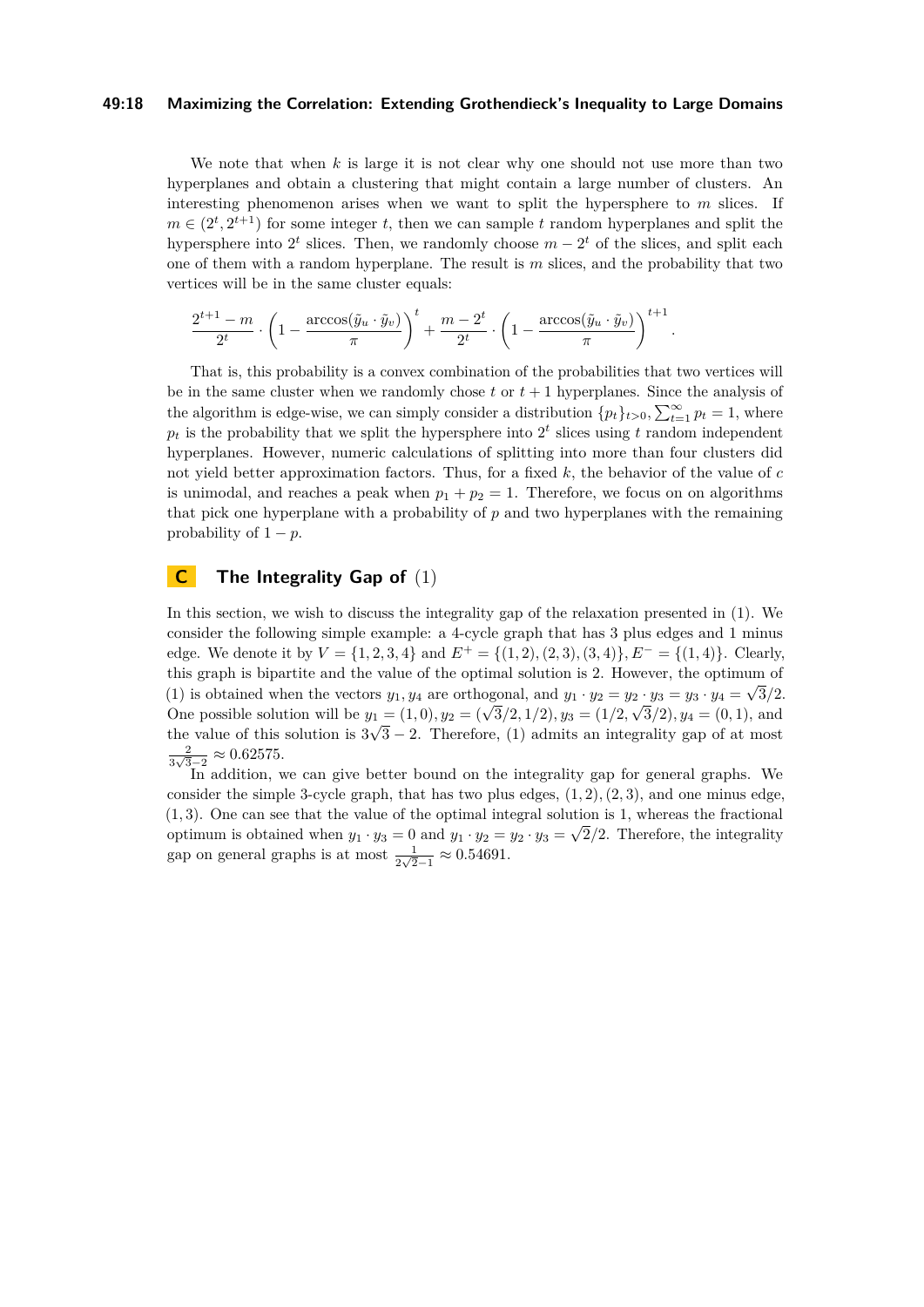We note that when $k$ is large it is not clear why one should not use more than two hyperplanes and obtain a clustering that might contain a large number of clusters. An interesting phenomenon arises when we want to split the hypersphere to $m$ slices. If $m \in (2^t, 2^{t+1})$ for some integer $t$, then we can sample $t$ random hyperplanes and split the hypersphere into $2^t$ slices. Then, we randomly choose $m - 2^t$ of the slices, and split each one of them with a random hyperplane. The result is $m$ slices, and the probability that two vertices will be in the same cluster equals:

$$\frac{2^{t+1} - m}{2^t} \cdot \left(1 - \frac{\arccos(\tilde{y}_u \cdot \tilde{y}_v)}{\pi}\right)^t + \frac{m - 2^t}{2^t} \cdot \left(1 - \frac{\arccos(\tilde{y}_u \cdot \tilde{y}_v)}{\pi}\right)^{t+1}.$$

That is, this probability is a convex combination of the probabilities that two vertices will be in the same cluster when we randomly chose $t$ or $t+1$ hyperplanes. Since the analysis of the algorithm is edge-wise, we can simply consider a distribution $\{p_t\}_{t>0}, \sum_{t=1}^{\infty} p_t = 1$, where $p_t$ is the probability that we split the hypersphere into $2^t$ slices using $t$ random independent hyperplanes. However, numeric calculations of splitting into more than four clusters did not yield better approximation factors. Thus, for a fixed $k$, the behavior of the value of $c$ is unimodal, and reaches a peak when $p_1 + p_2 = 1$. Therefore, we focus on on algorithms that pick one hyperplane with a probability of $p$ and two hyperplanes with the remaining probability of $1 - p$.

# C The Integrality Gap of (1)

In this section, we wish to discuss the integrality gap of the relaxation presented in (1). We consider the following simple example: a 4-cycle graph that has 3 plus edges and 1 minus edge. We denote it by $V = \{1, 2, 3, 4\}$ and $E^+ = \{(1, 2), (2, 3), (3, 4)\}, E^- = \{(1, 4)\}$. Clearly, this graph is bipartite and the value of the optimal solution is 2. However, the optimum of (1) is obtained when the vectors $y_1, y_4$ are orthogonal, and $y_1 \cdot y_2 = y_2 \cdot y_3 = y_3 \cdot y_4 = \sqrt{3}/2$. One possible solution will be $y_1 = (1, 0), y_2 = (\sqrt{3}/2, 1/2), y_3 = (1/2, \sqrt{3}/2), y_4 = (0, 1)$, and the value of this solution is $3\sqrt{3} - 2$. Therefore, (1) admits an integrality gap of at most $\frac{2}{3\sqrt{3}-2} \approx 0.62575$.

In addition, we can give better bound on the integrality gap for general graphs. We consider the simple 3-cycle graph, that has two plus edges, $(1, 2), (2, 3)$, and one minus edge, $(1, 3)$. One can see that the value of the optimal integral solution is 1, whereas the fractional optimum is obtained when $y_1 \cdot y_3 = 0$ and $y_1 \cdot y_2 = y_2 \cdot y_3 = \sqrt{2}/2$. Therefore, the integrality gap on general graphs is at most $\frac{1}{2\sqrt{2}-1} \approx 0.54691$.